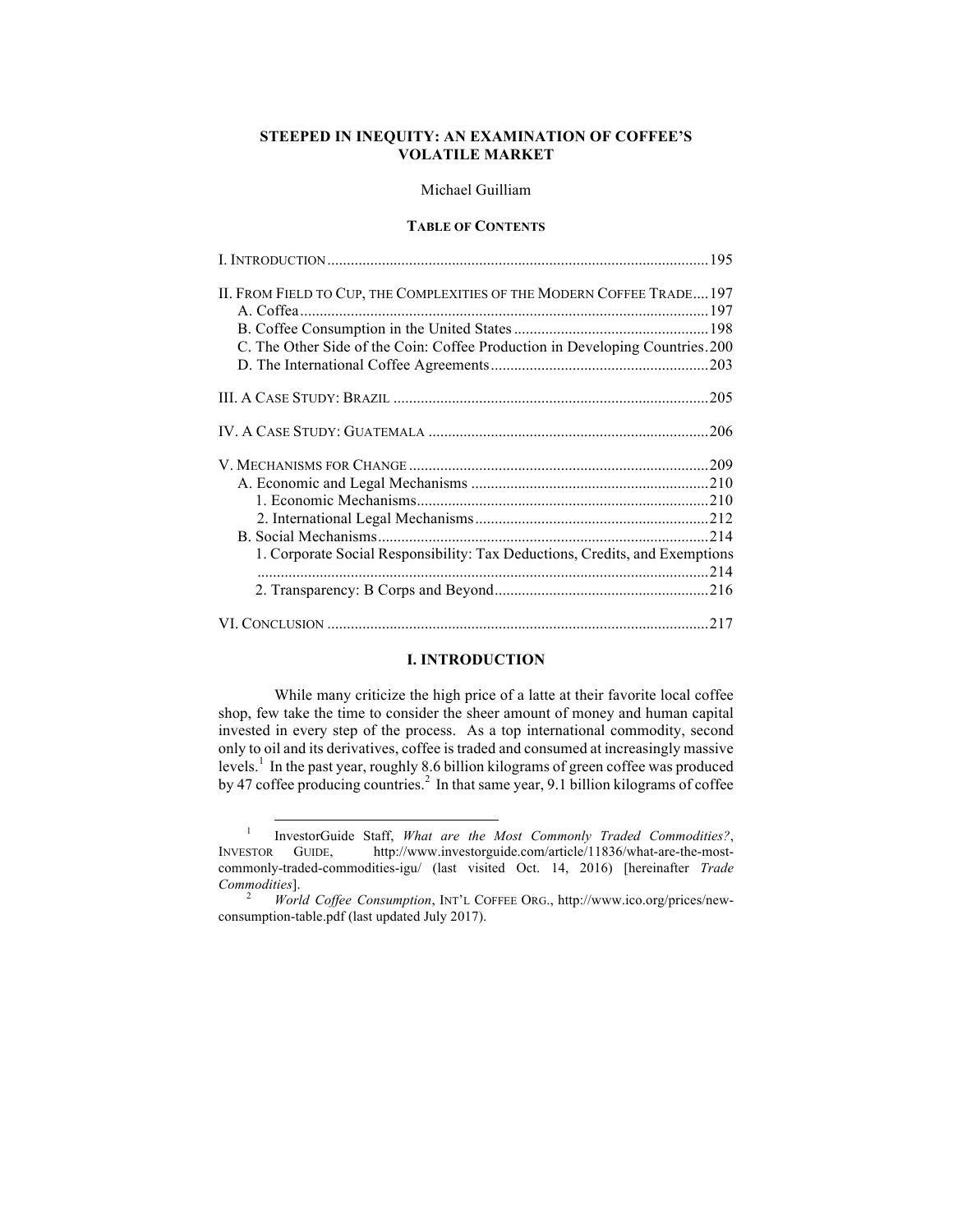# STEEPED IN INEQUITY: AN EXAMINATION OF COFFEE'S VOLATILE MARKET

Michael Guilliam

## TABLE OF CONTENTS

I. INTRODUCTION ..... 195

II. FROM FIELD TO CUP, THE COMPLEXITIES OF THE MODERN COFFEE TRADE ..... 197
- A. Coffea ..... 197
- B. Coffee Consumption in the United States ..... 198
- C. The Other Side of the Coin: Coffee Production in Developing Countries ..... 200
- D. The International Coffee Agreements ..... 203

III. A CASE STUDY: BRAZIL ..... 205

IV. A CASE STUDY: GUATEMALA ..... 206

V. MECHANISMS FOR CHANGE ..... 209
- A. Economic and Legal Mechanisms ..... 210
  - 1. Economic Mechanisms ..... 210
  - 2. International Legal Mechanisms ..... 212
- B. Social Mechanisms ..... 214
  - 1. Corporate Social Responsibility: Tax Deductions, Credits, and Exemptions ..... 214
  - 2. Transparency: B Corps and Beyond ..... 216

VI. CONCLUSION ..... 217

## I. INTRODUCTION

While many criticize the high price of a latte at their favorite local coffee shop, few take the time to consider the sheer amount of money and human capital invested in every step of the process. As a top international commodity, second only to oil and its derivatives, coffee is traded and consumed at increasingly massive levels.[1] In the past year, roughly 8.6 billion kilograms of green coffee was produced by 47 coffee producing countries.[2] In that same year, 9.1 billion kilograms of coffee

---

[1] InvestorGuide Staff, *What are the Most Commonly Traded Commodities?*, INVESTOR GUIDE, http://www.investorguide.com/article/11836/what-are-the-most-commonly-traded-commodities-igu/ (last visited Oct. 14, 2016) [hereinafter *Trade Commodities*].

[2] *World Coffee Consumption*, INT'L COFFEE ORG., http://www.ico.org/prices/new-consumption-table.pdf (last updated July 2017).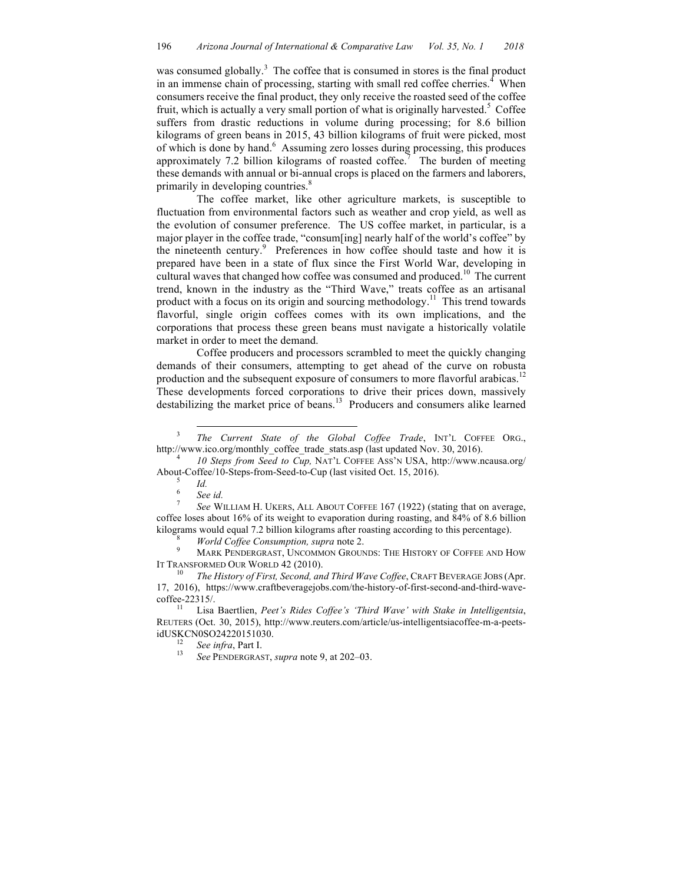was consumed globally.[3] The coffee that is consumed in stores is the final product in an immense chain of processing, starting with small red coffee cherries.[4] When consumers receive the final product, they only receive the roasted seed of the coffee fruit, which is actually a very small portion of what is originally harvested.[5] Coffee suffers from drastic reductions in volume during processing; for 8.6 billion kilograms of green beans in 2015, 43 billion kilograms of fruit were picked, most of which is done by hand.[6] Assuming zero losses during processing, this produces approximately 7.2 billion kilograms of roasted coffee.[7] The burden of meeting these demands with annual or bi-annual crops is placed on the farmers and laborers, primarily in developing countries.[8]

The coffee market, like other agriculture markets, is susceptible to fluctuation from environmental factors such as weather and crop yield, as well as the evolution of consumer preference. The US coffee market, in particular, is a major player in the coffee trade, "consum[ing] nearly half of the world's coffee" by the nineteenth century.[9] Preferences in how coffee should taste and how it is prepared have been in a state of flux since the First World War, developing in cultural waves that changed how coffee was consumed and produced.[10] The current trend, known in the industry as the "Third Wave," treats coffee as an artisanal product with a focus on its origin and sourcing methodology.[11] This trend towards flavorful, single origin coffees comes with its own implications, and the corporations that process these green beans must navigate a historically volatile market in order to meet the demand.

Coffee producers and processors scrambled to meet the quickly changing demands of their consumers, attempting to get ahead of the curve on robusta production and the subsequent exposure of consumers to more flavorful arabicas.[12] These developments forced corporations to drive their prices down, massively destabilizing the market price of beans.[13] Producers and consumers alike learned

---

[3] *The Current State of the Global Coffee Trade*, INT'L COFFEE ORG., http://www.ico.org/monthly_coffee_trade_stats.asp (last updated Nov. 30, 2016).

[4] *10 Steps from Seed to Cup,* NAT'L COFFEE ASS'N USA, http://www.ncausa.org/About-Coffee/10-Steps-from-Seed-to-Cup (last visited Oct. 15, 2016).

[5] *Id.*

[6] *See id.*

[7] *See* WILLIAM H. UKERS, ALL ABOUT COFFEE 167 (1922) (stating that on average, coffee loses about 16% of its weight to evaporation during roasting, and 84% of 8.6 billion kilograms would equal 7.2 billion kilograms after roasting according to this percentage).

[8] *World Coffee Consumption, supra* note 2.

[9] MARK PENDERGRAST, UNCOMMON GROUNDS: THE HISTORY OF COFFEE AND HOW IT TRANSFORMED OUR WORLD 42 (2010).

[10] *The History of First, Second, and Third Wave Coffee*, CRAFT BEVERAGE JOBS (Apr. 17, 2016), https://www.craftbeveragejobs.com/the-history-of-first-second-and-third-wave-coffee-22315/.

[11] Lisa Baertlien, *Peet's Rides Coffee's 'Third Wave' with Stake in Intelligentsia*, REUTERS (Oct. 30, 2015), http://www.reuters.com/article/us-intelligentsiacoffee-m-a-peets-idUSKCN0SO24220151030.

[12] *See infra*, Part I.

[13] *See* PENDERGRAST, *supra* note 9, at 202–03.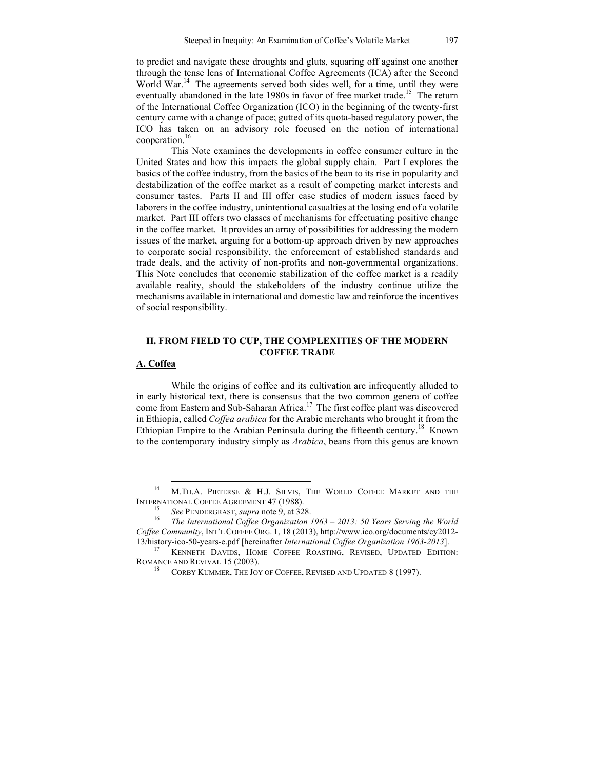to predict and navigate these droughts and gluts, squaring off against one another through the tense lens of International Coffee Agreements (ICA) after the Second World War.[14] The agreements served both sides well, for a time, until they were eventually abandoned in the late 1980s in favor of free market trade.[15] The return of the International Coffee Organization (ICO) in the beginning of the twenty-first century came with a change of pace; gutted of its quota-based regulatory power, the ICO has taken on an advisory role focused on the notion of international cooperation.[16]

This Note examines the developments in coffee consumer culture in the United States and how this impacts the global supply chain. Part I explores the basics of the coffee industry, from the basics of the bean to its rise in popularity and destabilization of the coffee market as a result of competing market interests and consumer tastes. Parts II and III offer case studies of modern issues faced by laborers in the coffee industry, unintentional casualties at the losing end of a volatile market. Part III offers two classes of mechanisms for effectuating positive change in the coffee market. It provides an array of possibilities for addressing the modern issues of the market, arguing for a bottom-up approach driven by new approaches to corporate social responsibility, the enforcement of established standards and trade deals, and the activity of non-profits and non-governmental organizations. This Note concludes that economic stabilization of the coffee market is a readily available reality, should the stakeholders of the industry continue utilize the mechanisms available in international and domestic law and reinforce the incentives of social responsibility.

## II. FROM FIELD TO CUP, THE COMPLEXITIES OF THE MODERN COFFEE TRADE

### A. Coffea

While the origins of coffee and its cultivation are infrequently alluded to in early historical text, there is consensus that the two common genera of coffee come from Eastern and Sub-Saharan Africa.[17] The first coffee plant was discovered in Ethiopia, called *Coffea arabica* for the Arabic merchants who brought it from the Ethiopian Empire to the Arabian Peninsula during the fifteenth century.[18] Known to the contemporary industry simply as *Arabica*, beans from this genus are known

---

[14] M.TH.A. PIETERSE & H.J. SILVIS, THE WORLD COFFEE MARKET AND THE INTERNATIONAL COFFEE AGREEMENT 47 (1988).

[15] *See* PENDERGRAST, *supra* note 9, at 328.

[16] *The International Coffee Organization 1963 – 2013: 50 Years Serving the World Coffee Community*, INT'L COFFEE ORG. 1, 18 (2013), http://www.ico.org/documents/cy2012-13/history-ico-50-years-e.pdf [hereinafter *International Coffee Organization 1963-2013*].

[17] KENNETH DAVIDS, HOME COFFEE ROASTING, REVISED, UPDATED EDITION: ROMANCE AND REVIVAL 15 (2003).

[18] CORBY KUMMER, THE JOY OF COFFEE, REVISED AND UPDATED 8 (1997).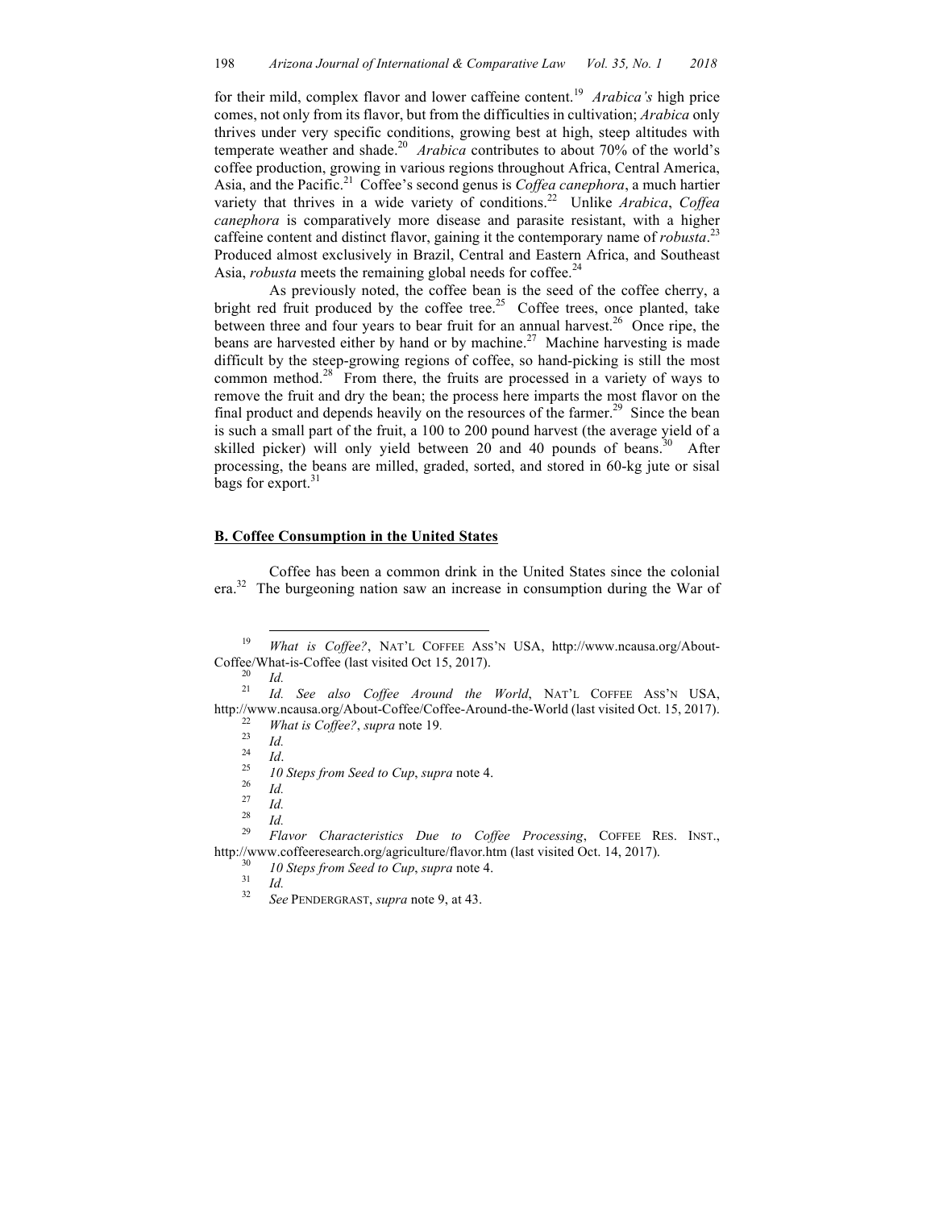for their mild, complex flavor and lower caffeine content.[19] *Arabica's* high price comes, not only from its flavor, but from the difficulties in cultivation; *Arabica* only thrives under very specific conditions, growing best at high, steep altitudes with temperate weather and shade.[20] *Arabica* contributes to about 70% of the world's coffee production, growing in various regions throughout Africa, Central America, Asia, and the Pacific.[21] Coffee's second genus is *Coffea canephora*, a much hartier variety that thrives in a wide variety of conditions.[22] Unlike *Arabica*, *Coffea canephora* is comparatively more disease and parasite resistant, with a higher caffeine content and distinct flavor, gaining it the contemporary name of *robusta*.[23] Produced almost exclusively in Brazil, Central and Eastern Africa, and Southeast Asia, *robusta* meets the remaining global needs for coffee.[24]

As previously noted, the coffee bean is the seed of the coffee cherry, a bright red fruit produced by the coffee tree.[25] Coffee trees, once planted, take between three and four years to bear fruit for an annual harvest.[26] Once ripe, the beans are harvested either by hand or by machine.[27] Machine harvesting is made difficult by the steep-growing regions of coffee, so hand-picking is still the most common method.[28] From there, the fruits are processed in a variety of ways to remove the fruit and dry the bean; the process here imparts the most flavor on the final product and depends heavily on the resources of the farmer.[29] Since the bean is such a small part of the fruit, a 100 to 200 pound harvest (the average yield of a skilled picker) will only yield between 20 and 40 pounds of beans.[30] After processing, the beans are milled, graded, sorted, and stored in 60-kg jute or sisal bags for export.[31]

## **B. Coffee Consumption in the United States**

Coffee has been a common drink in the United States since the colonial era.[32] The burgeoning nation saw an increase in consumption during the War of

---

[19] *What is Coffee?*, NAT'L COFFEE ASS'N USA, http://www.ncausa.org/About-Coffee/What-is-Coffee (last visited Oct 15, 2017).

[20] *Id.*

[21] *Id. See also Coffee Around the World*, NAT'L COFFEE ASS'N USA, http://www.ncausa.org/About-Coffee/Coffee-Around-the-World (last visited Oct. 15, 2017).

[22] *What is Coffee?*, *supra* note 19.

[23] *Id.*

[24] *Id*.

[25] *10 Steps from Seed to Cup*, *supra* note 4.

[26] *Id.*

[27] *Id.*

[28] *Id.*

[29] *Flavor Characteristics Due to Coffee Processing*, COFFEE RES. INST., http://www.coffeeresearch.org/agriculture/flavor.htm (last visited Oct. 14, 2017).

[30] *10 Steps from Seed to Cup*, *supra* note 4.

[31] *Id.*

[32] *See* PENDERGRAST, *supra* note 9, at 43.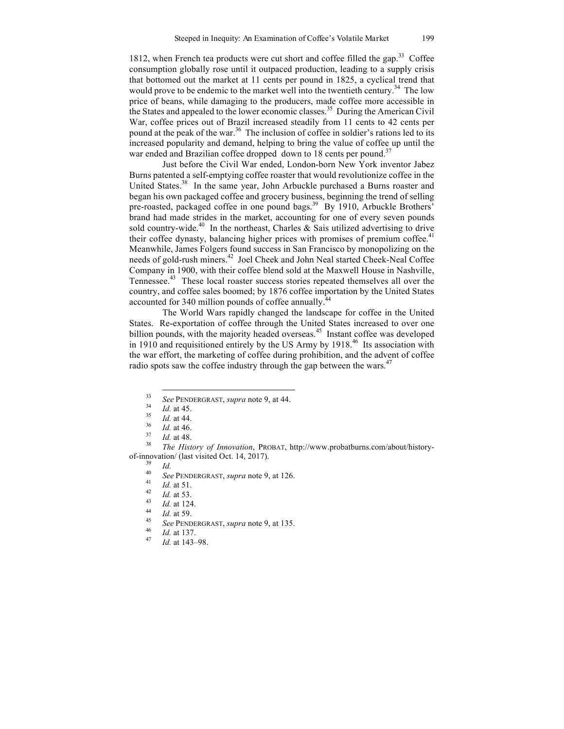1812, when French tea products were cut short and coffee filled the gap.[33] Coffee consumption globally rose until it outpaced production, leading to a supply crisis that bottomed out the market at 11 cents per pound in 1825, a cyclical trend that would prove to be endemic to the market well into the twentieth century.[34] The low price of beans, while damaging to the producers, made coffee more accessible in the States and appealed to the lower economic classes.[35] During the American Civil War, coffee prices out of Brazil increased steadily from 11 cents to 42 cents per pound at the peak of the war.[36] The inclusion of coffee in soldier's rations led to its increased popularity and demand, helping to bring the value of coffee up until the war ended and Brazilian coffee dropped down to 18 cents per pound.[37]

Just before the Civil War ended, London-born New York inventor Jabez Burns patented a self-emptying coffee roaster that would revolutionize coffee in the United States.[38] In the same year, John Arbuckle purchased a Burns roaster and began his own packaged coffee and grocery business, beginning the trend of selling pre-roasted, packaged coffee in one pound bags.[39] By 1910, Arbuckle Brothers' brand had made strides in the market, accounting for one of every seven pounds sold country-wide.[40] In the northeast, Charles & Sais utilized advertising to drive their coffee dynasty, balancing higher prices with promises of premium coffee.[41] Meanwhile, James Folgers found success in San Francisco by monopolizing on the needs of gold-rush miners.[42] Joel Cheek and John Neal started Cheek-Neal Coffee Company in 1900, with their coffee blend sold at the Maxwell House in Nashville, Tennessee.[43] These local roaster success stories repeated themselves all over the country, and coffee sales boomed; by 1876 coffee importation by the United States accounted for 340 million pounds of coffee annually.[44]

The World Wars rapidly changed the landscape for coffee in the United States. Re-exportation of coffee through the United States increased to over one billion pounds, with the majority headed overseas.[45] Instant coffee was developed in 1910 and requisitioned entirely by the US Army by 1918.[46] Its association with the war effort, the marketing of coffee during prohibition, and the advent of coffee radio spots saw the coffee industry through the gap between the wars.[47]

---

[33] *See* PENDERGRAST, *supra* note 9, at 44.

[34] *Id.* at 45.

[35] *Id.* at 44.

[36] *Id.* at 46.

[37] *Id.* at 48.

[38] *The History of Innovation*, PROBAT, http://www.probatburns.com/about/history-of-innovation/ (last visited Oct. 14, 2017).

[39] *Id.*

[40] *See* PENDERGRAST, *supra* note 9, at 126.

[41] *Id.* at 51.

[42] *Id.* at 53.

[43] *Id.* at 124.

[44] *Id.* at 59.

[45] *See* PENDERGRAST, *supra* note 9, at 135.

[46] *Id.* at 137.

[47] *Id.* at 143–98.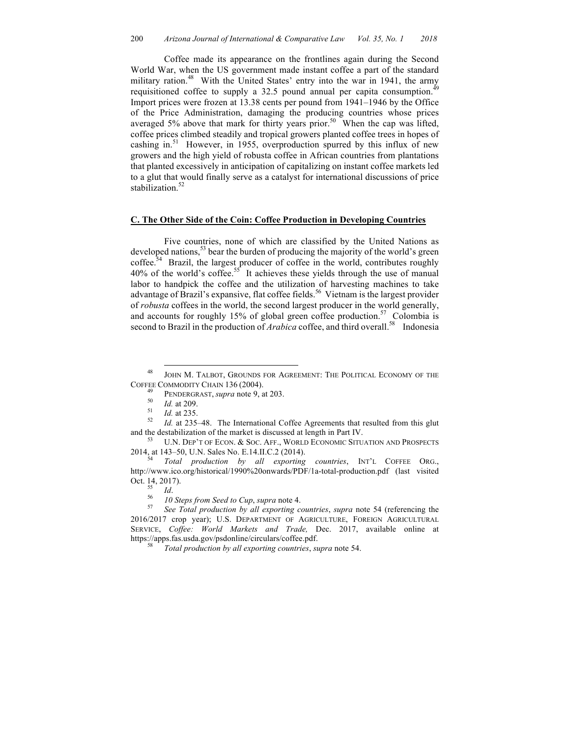Coffee made its appearance on the frontlines again during the Second World War, when the US government made instant coffee a part of the standard military ration.[48] With the United States' entry into the war in 1941, the army requisitioned coffee to supply a 32.5 pound annual per capita consumption.[49] Import prices were frozen at 13.38 cents per pound from 1941–1946 by the Office of the Price Administration, damaging the producing countries whose prices averaged 5% above that mark for thirty years prior.[50] When the cap was lifted, coffee prices climbed steadily and tropical growers planted coffee trees in hopes of cashing in.[51] However, in 1955, overproduction spurred by this influx of new growers and the high yield of robusta coffee in African countries from plantations that planted excessively in anticipation of capitalizing on instant coffee markets led to a glut that would finally serve as a catalyst for international discussions of price stabilization.[52]

### C. The Other Side of the Coin: Coffee Production in Developing Countries

Five countries, none of which are classified by the United Nations as developed nations,[53] bear the burden of producing the majority of the world's green coffee.[54] Brazil, the largest producer of coffee in the world, contributes roughly 40% of the world's coffee.[55] It achieves these yields through the use of manual labor to handpick the coffee and the utilization of harvesting machines to take advantage of Brazil's expansive, flat coffee fields.[56] Vietnam is the largest provider of *robusta* coffees in the world, the second largest producer in the world generally, and accounts for roughly 15% of global green coffee production.[57] Colombia is second to Brazil in the production of *Arabica* coffee, and third overall.[58] Indonesia

---

[48] JOHN M. TALBOT, GROUNDS FOR AGREEMENT: THE POLITICAL ECONOMY OF THE COFFEE COMMODITY CHAIN 136 (2004).

[49] PENDERGRAST, *supra* note 9, at 203.

[50] *Id.* at 209.

[51] *Id.* at 235.

[52] *Id.* at 235–48. The International Coffee Agreements that resulted from this glut and the destabilization of the market is discussed at length in Part IV.

[53] U.N. DEP'T OF ECON. & SOC. AFF., WORLD ECONOMIC SITUATION AND PROSPECTS 2014, at 143–50, U.N. Sales No. E.14.II.C.2 (2014).

[54] *Total production by all exporting countries*, INT'L COFFEE ORG., http://www.ico.org/historical/1990%20onwards/PDF/1a-total-production.pdf (last visited Oct. 14, 2017).

[55] *Id*.

[56] *10 Steps from Seed to Cup*, *supra* note 4.

[57] *See Total production by all exporting countries*, *supra* note 54 (referencing the 2016/2017 crop year); U.S. DEPARTMENT OF AGRICULTURE, FOREIGN AGRICULTURAL SERVICE, *Coffee: World Markets and Trade,* Dec. 2017, available online at https://apps.fas.usda.gov/psdonline/circulars/coffee.pdf.

[58] *Total production by all exporting countries*, *supra* note 54.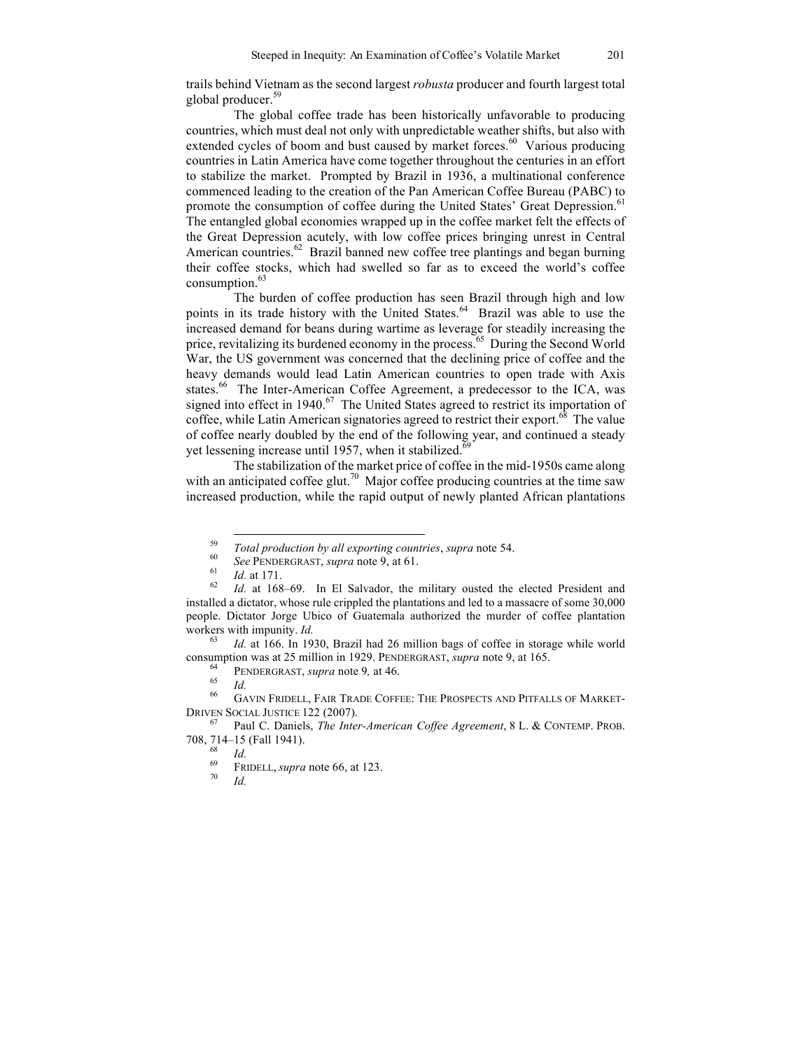trails behind Vietnam as the second largest *robusta* producer and fourth largest total global producer.[59]

The global coffee trade has been historically unfavorable to producing countries, which must deal not only with unpredictable weather shifts, but also with extended cycles of boom and bust caused by market forces.[60] Various producing countries in Latin America have come together throughout the centuries in an effort to stabilize the market. Prompted by Brazil in 1936, a multinational conference commenced leading to the creation of the Pan American Coffee Bureau (PABC) to promote the consumption of coffee during the United States' Great Depression.[61] The entangled global economies wrapped up in the coffee market felt the effects of the Great Depression acutely, with low coffee prices bringing unrest in Central American countries.[62] Brazil banned new coffee tree plantings and began burning their coffee stocks, which had swelled so far as to exceed the world's coffee consumption.[63]

The burden of coffee production has seen Brazil through high and low points in its trade history with the United States.[64] Brazil was able to use the increased demand for beans during wartime as leverage for steadily increasing the price, revitalizing its burdened economy in the process.[65] During the Second World War, the US government was concerned that the declining price of coffee and the heavy demands would lead Latin American countries to open trade with Axis states.[66] The Inter-American Coffee Agreement, a predecessor to the ICA, was signed into effect in 1940.[67] The United States agreed to restrict its importation of coffee, while Latin American signatories agreed to restrict their export.[68] The value of coffee nearly doubled by the end of the following year, and continued a steady yet lessening increase until 1957, when it stabilized.[69]

The stabilization of the market price of coffee in the mid-1950s came along with an anticipated coffee glut.[70] Major coffee producing countries at the time saw increased production, while the rapid output of newly planted African plantations

---

[59] *Total production by all exporting countries*, *supra* note 54.

[60] *See* PENDERGRAST, *supra* note 9, at 61.

[61] *Id.* at 171.

[62] *Id.* at 168–69. In El Salvador, the military ousted the elected President and installed a dictator, whose rule crippled the plantations and led to a massacre of some 30,000 people. Dictator Jorge Ubico of Guatemala authorized the murder of coffee plantation workers with impunity. *Id.*

[63] *Id.* at 166. In 1930, Brazil had 26 million bags of coffee in storage while world consumption was at 25 million in 1929. PENDERGRAST, *supra* note 9, at 165.

[64] PENDERGRAST, *supra* note 9*,* at 46.

[65] *Id.*

[66] GAVIN FRIDELL, FAIR TRADE COFFEE: THE PROSPECTS AND PITFALLS OF MARKET-DRIVEN SOCIAL JUSTICE 122 (2007).

[67] Paul C. Daniels, *The Inter-American Coffee Agreement*, 8 L. & CONTEMP. PROB. 708, 714–15 (Fall 1941).

[68] *Id.*

[69] FRIDELL, *supra* note 66, at 123.

[70] *Id.*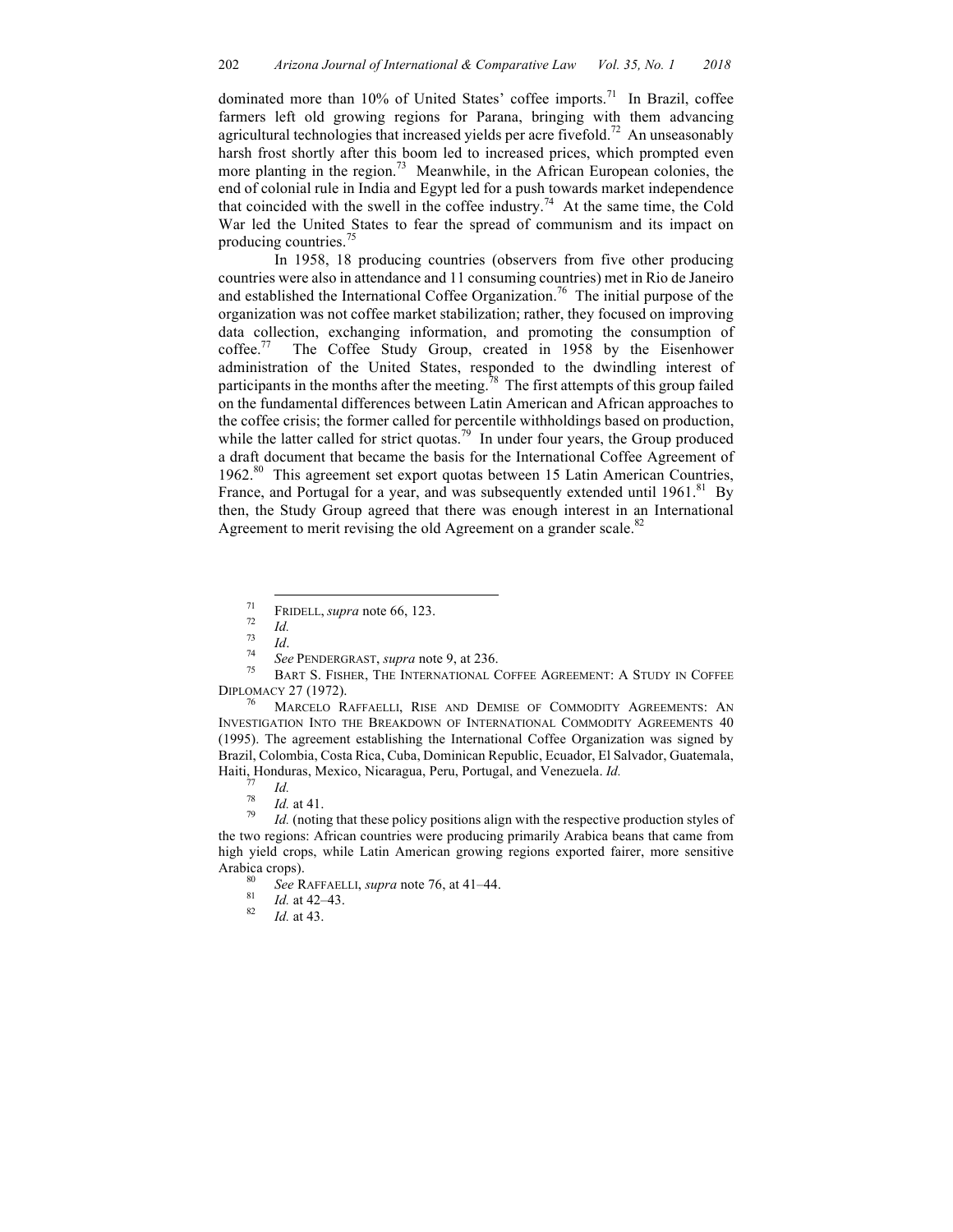dominated more than 10% of United States' coffee imports.[71] In Brazil, coffee farmers left old growing regions for Parana, bringing with them advancing agricultural technologies that increased yields per acre fivefold.[72] An unseasonably harsh frost shortly after this boom led to increased prices, which prompted even more planting in the region.[73] Meanwhile, in the African European colonies, the end of colonial rule in India and Egypt led for a push towards market independence that coincided with the swell in the coffee industry.[74] At the same time, the Cold War led the United States to fear the spread of communism and its impact on producing countries.[75]

In 1958, 18 producing countries (observers from five other producing countries were also in attendance and 11 consuming countries) met in Rio de Janeiro and established the International Coffee Organization.[76] The initial purpose of the organization was not coffee market stabilization; rather, they focused on improving data collection, exchanging information, and promoting the consumption of coffee.[77] The Coffee Study Group, created in 1958 by the Eisenhower administration of the United States, responded to the dwindling interest of participants in the months after the meeting.[78] The first attempts of this group failed on the fundamental differences between Latin American and African approaches to the coffee crisis; the former called for percentile withholdings based on production, while the latter called for strict quotas.[79] In under four years, the Group produced a draft document that became the basis for the International Coffee Agreement of 1962.[80] This agreement set export quotas between 15 Latin American Countries, France, and Portugal for a year, and was subsequently extended until 1961.[81] By then, the Study Group agreed that there was enough interest in an International Agreement to merit revising the old Agreement on a grander scale.[82]

---

[71] FRIDELL, *supra* note 66, 123.

[72] *Id.*

[73] *Id*.

[74] *See* PENDERGRAST, *supra* note 9, at 236.

[75] BART S. FISHER, THE INTERNATIONAL COFFEE AGREEMENT: A STUDY IN COFFEE DIPLOMACY 27 (1972).

[76] MARCELO RAFFAELLI, RISE AND DEMISE OF COMMODITY AGREEMENTS: AN INVESTIGATION INTO THE BREAKDOWN OF INTERNATIONAL COMMODITY AGREEMENTS 40 (1995). The agreement establishing the International Coffee Organization was signed by Brazil, Colombia, Costa Rica, Cuba, Dominican Republic, Ecuador, El Salvador, Guatemala, Haiti, Honduras, Mexico, Nicaragua, Peru, Portugal, and Venezuela. *Id.*

[77] *Id.*

[78] *Id.* at 41.

[79] *Id.* (noting that these policy positions align with the respective production styles of the two regions: African countries were producing primarily Arabica beans that came from high yield crops, while Latin American growing regions exported fairer, more sensitive Arabica crops).

[80] *See* RAFFAELLI, *supra* note 76, at 41–44.

[81] *Id.* at 42–43.

[82] *Id.* at 43.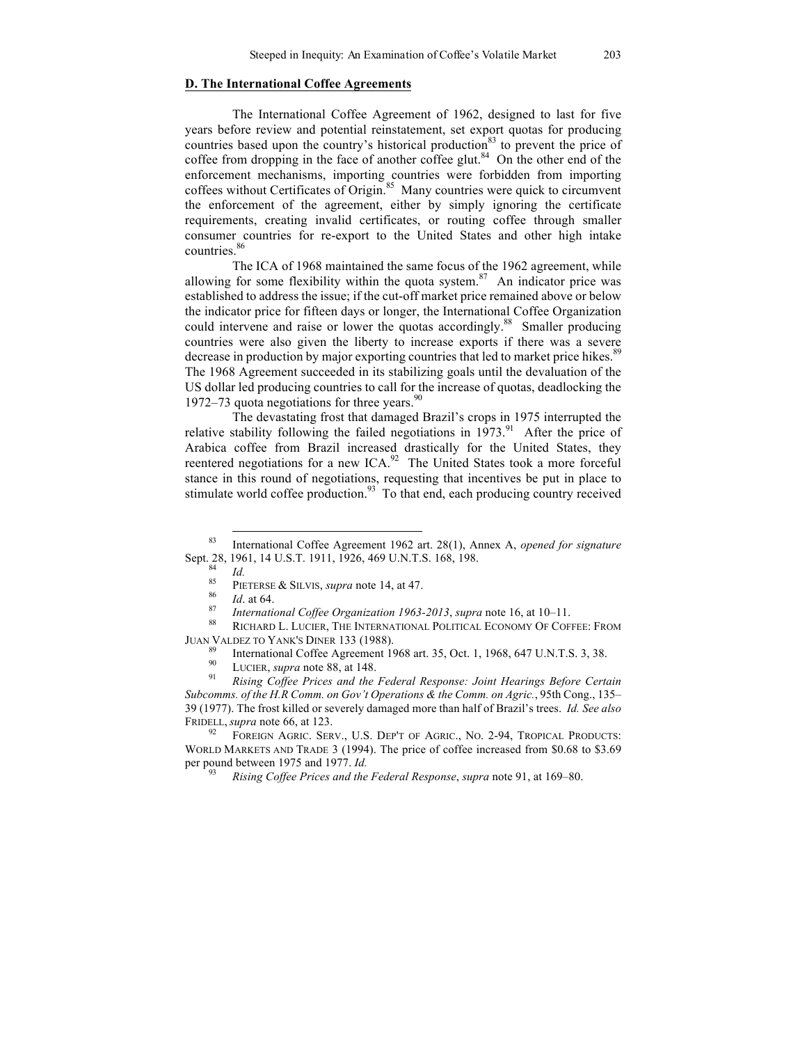## D. The International Coffee Agreements

The International Coffee Agreement of 1962, designed to last for five years before review and potential reinstatement, set export quotas for producing countries based upon the country's historical production[83] to prevent the price of coffee from dropping in the face of another coffee glut.[84] On the other end of the enforcement mechanisms, importing countries were forbidden from importing coffees without Certificates of Origin.[85] Many countries were quick to circumvent the enforcement of the agreement, either by simply ignoring the certificate requirements, creating invalid certificates, or routing coffee through smaller consumer countries for re-export to the United States and other high intake countries.[86]

The ICA of 1968 maintained the same focus of the 1962 agreement, while allowing for some flexibility within the quota system.[87] An indicator price was established to address the issue; if the cut-off market price remained above or below the indicator price for fifteen days or longer, the International Coffee Organization could intervene and raise or lower the quotas accordingly.[88] Smaller producing countries were also given the liberty to increase exports if there was a severe decrease in production by major exporting countries that led to market price hikes.[89] The 1968 Agreement succeeded in its stabilizing goals until the devaluation of the US dollar led producing countries to call for the increase of quotas, deadlocking the 1972–73 quota negotiations for three years.[90]

The devastating frost that damaged Brazil's crops in 1975 interrupted the relative stability following the failed negotiations in 1973.[91] After the price of Arabica coffee from Brazil increased drastically for the United States, they reentered negotiations for a new ICA.[92] The United States took a more forceful stance in this round of negotiations, requesting that incentives be put in place to stimulate world coffee production.[93] To that end, each producing country received

---

[83] International Coffee Agreement 1962 art. 28(1), Annex A, *opened for signature* Sept. 28, 1961, 14 U.S.T. 1911, 1926, 469 U.N.T.S. 168, 198.

[84] *Id.*

[85] PIETERSE & SILVIS, *supra* note 14, at 47.

[86] *Id*. at 64.

[87] *International Coffee Organization 1963-2013*, *supra* note 16, at 10–11.

[88] RICHARD L. LUCIER, THE INTERNATIONAL POLITICAL ECONOMY OF COFFEE: FROM JUAN VALDEZ TO YANK'S DINER 133 (1988).

[89] International Coffee Agreement 1968 art. 35, Oct. 1, 1968, 647 U.N.T.S. 3, 38.

[90] LUCIER, *supra* note 88, at 148.

[91] *Rising Coffee Prices and the Federal Response: Joint Hearings Before Certain Subcomms. of the H.R Comm. on Gov't Operations & the Comm. on Agric.*, 95th Cong., 135–39 (1977). The frost killed or severely damaged more than half of Brazil's trees. *Id. See also* FRIDELL, *supra* note 66, at 123.

[92] FOREIGN AGRIC. SERV., U.S. DEP'T OF AGRIC., NO. 2-94, TROPICAL PRODUCTS: WORLD MARKETS AND TRADE 3 (1994). The price of coffee increased from $0.68 to $3.69 per pound between 1975 and 1977. *Id.*

[93] *Rising Coffee Prices and the Federal Response*, *supra* note 91, at 169–80.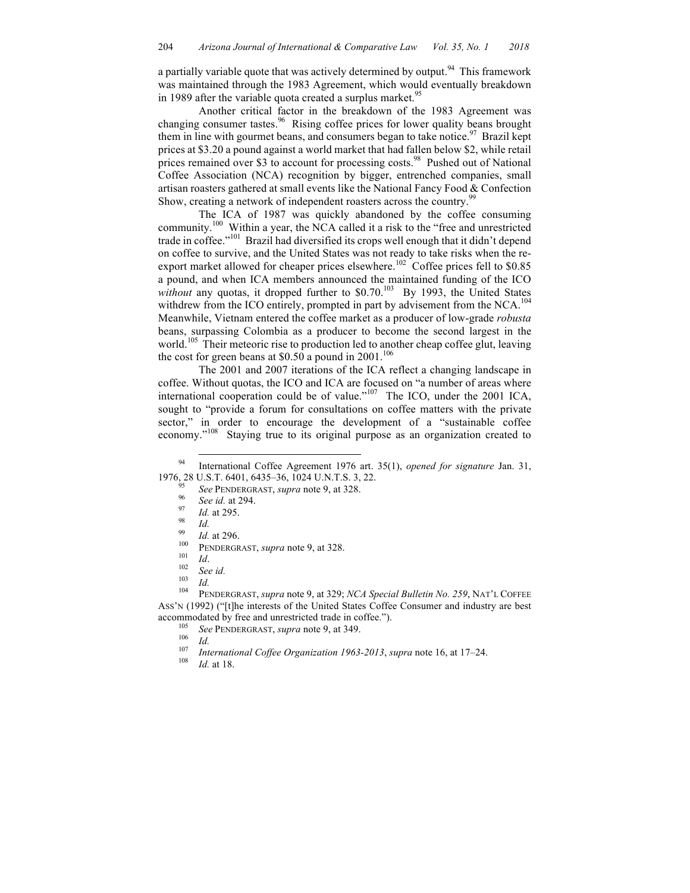a partially variable quote that was actively determined by output.[94] This framework was maintained through the 1983 Agreement, which would eventually breakdown in 1989 after the variable quota created a surplus market.[95]

Another critical factor in the breakdown of the 1983 Agreement was changing consumer tastes.[96] Rising coffee prices for lower quality beans brought them in line with gourmet beans, and consumers began to take notice.[97] Brazil kept prices at $3.20 a pound against a world market that had fallen below $2, while retail prices remained over $3 to account for processing costs.[98] Pushed out of National Coffee Association (NCA) recognition by bigger, entrenched companies, small artisan roasters gathered at small events like the National Fancy Food & Confection Show, creating a network of independent roasters across the country.[99]

The ICA of 1987 was quickly abandoned by the coffee consuming community.[100] Within a year, the NCA called it a risk to the "free and unrestricted trade in coffee."[101] Brazil had diversified its crops well enough that it didn't depend on coffee to survive, and the United States was not ready to take risks when the re-export market allowed for cheaper prices elsewhere.[102] Coffee prices fell to $0.85 a pound, and when ICA members announced the maintained funding of the ICO *without* any quotas, it dropped further to $0.70.[103] By 1993, the United States withdrew from the ICO entirely, prompted in part by advisement from the NCA.[104] Meanwhile, Vietnam entered the coffee market as a producer of low-grade *robusta* beans, surpassing Colombia as a producer to become the second largest in the world.[105] Their meteoric rise to production led to another cheap coffee glut, leaving the cost for green beans at $0.50 a pound in 2001.[106]

The 2001 and 2007 iterations of the ICA reflect a changing landscape in coffee. Without quotas, the ICO and ICA are focused on "a number of areas where international cooperation could be of value."[107] The ICO, under the 2001 ICA, sought to "provide a forum for consultations on coffee matters with the private sector," in order to encourage the development of a "sustainable coffee economy."[108] Staying true to its original purpose as an organization created to

---

[94] International Coffee Agreement 1976 art. 35(1), *opened for signature* Jan. 31, 1976, 28 U.S.T. 6401, 6435–36, 1024 U.N.T.S. 3, 22.

[95] *See* PENDERGRAST, *supra* note 9, at 328.

[96] *See id.* at 294.

[97] *Id.* at 295.

[98] *Id.*

[99] *Id.* at 296.

[100] PENDERGRAST, *supra* note 9, at 328.

[101] *Id*.

[102] *See id.*

[103] *Id.*

[104] PENDERGRAST, *supra* note 9, at 329; *NCA Special Bulletin No. 259*, NAT'L COFFEE ASS'N (1992) ("[t]he interests of the United States Coffee Consumer and industry are best accommodated by free and unrestricted trade in coffee.").

[105] *See* PENDERGRAST, *supra* note 9, at 349.

[106] *Id.*

[107] *International Coffee Organization 1963-2013*, *supra* note 16, at 17–24.

[108] *Id.* at 18.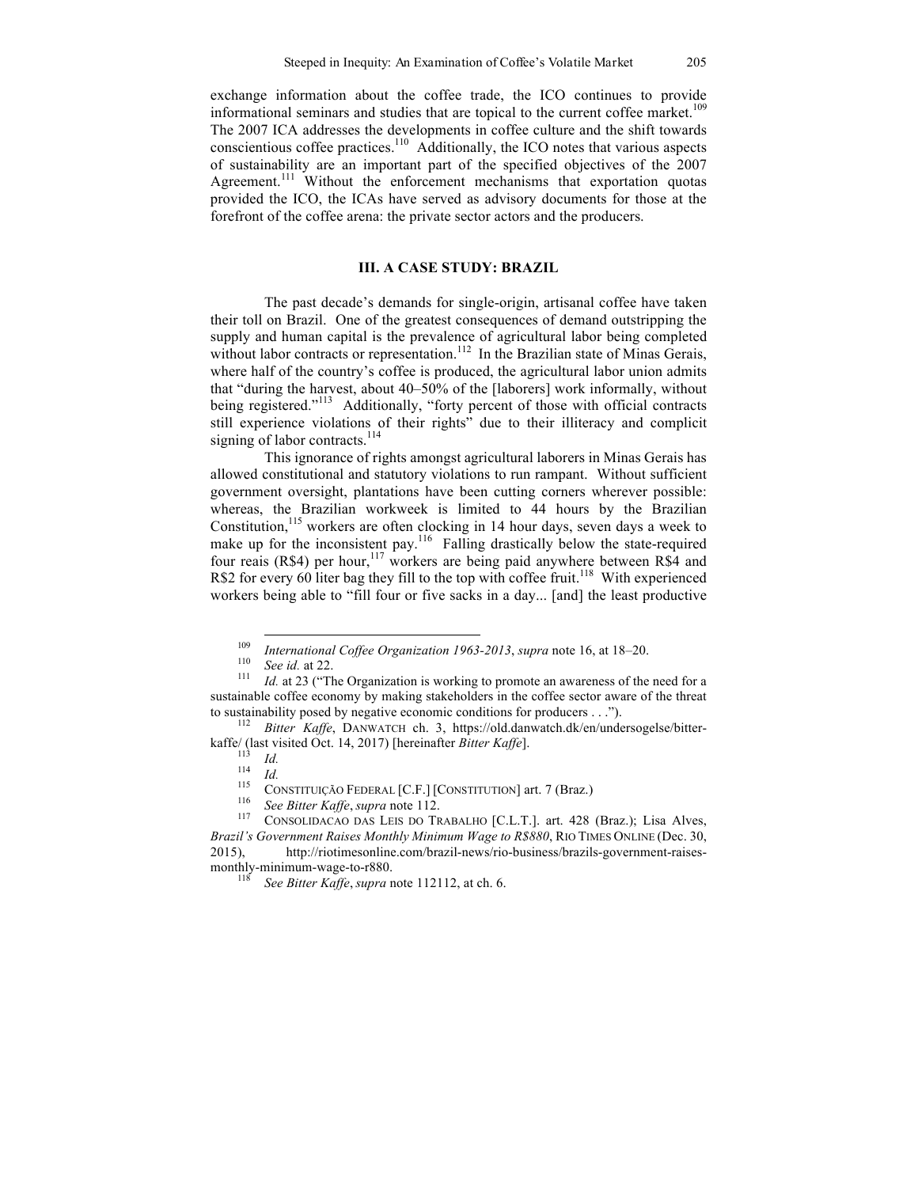exchange information about the coffee trade, the ICO continues to provide informational seminars and studies that are topical to the current coffee market.[109] The 2007 ICA addresses the developments in coffee culture and the shift towards conscientious coffee practices.[110] Additionally, the ICO notes that various aspects of sustainability are an important part of the specified objectives of the 2007 Agreement.[111] Without the enforcement mechanisms that exportation quotas provided the ICO, the ICAs have served as advisory documents for those at the forefront of the coffee arena: the private sector actors and the producers.

## III. A CASE STUDY: BRAZIL

The past decade's demands for single-origin, artisanal coffee have taken their toll on Brazil. One of the greatest consequences of demand outstripping the supply and human capital is the prevalence of agricultural labor being completed without labor contracts or representation.[112] In the Brazilian state of Minas Gerais, where half of the country's coffee is produced, the agricultural labor union admits that "during the harvest, about 40–50% of the [laborers] work informally, without being registered."[113] Additionally, "forty percent of those with official contracts still experience violations of their rights" due to their illiteracy and complicit signing of labor contracts.[114]

This ignorance of rights amongst agricultural laborers in Minas Gerais has allowed constitutional and statutory violations to run rampant. Without sufficient government oversight, plantations have been cutting corners wherever possible: whereas, the Brazilian workweek is limited to 44 hours by the Brazilian Constitution,[115] workers are often clocking in 14 hour days, seven days a week to make up for the inconsistent pay.[116] Falling drastically below the state-required four reais (R$4) per hour,[117] workers are being paid anywhere between R$4 and R$2 for every 60 liter bag they fill to the top with coffee fruit.[118] With experienced workers being able to "fill four or five sacks in a day... [and] the least productive

---

[109] *International Coffee Organization 1963-2013*, *supra* note 16, at 18–20.

[110] *See id.* at 22.

[111] *Id.* at 23 ("The Organization is working to promote an awareness of the need for a sustainable coffee economy by making stakeholders in the coffee sector aware of the threat to sustainability posed by negative economic conditions for producers . . .").

[112] *Bitter Kaffe*, DANWATCH ch. 3, https://old.danwatch.dk/en/undersogelse/bitter-kaffe/ (last visited Oct. 14, 2017) [hereinafter *Bitter Kaffe*].

[113] *Id.*

[114] *Id.*

[115] CONSTITUIÇÃO FEDERAL [C.F.] [CONSTITUTION] art. 7 (Braz.)

[116] *See Bitter Kaffe*, *supra* note 112.

[117] CONSOLIDACAO DAS LEIS DO TRABALHO [C.L.T.]. art. 428 (Braz.); Lisa Alves, *Brazil's Government Raises Monthly Minimum Wage to R$880*, RIO TIMES ONLINE (Dec. 30, 2015), http://riotimesonline.com/brazil-news/rio-business/brazils-government-raises-monthly-minimum-wage-to-r880.

[118] *See Bitter Kaffe*, *supra* note 112112, at ch. 6.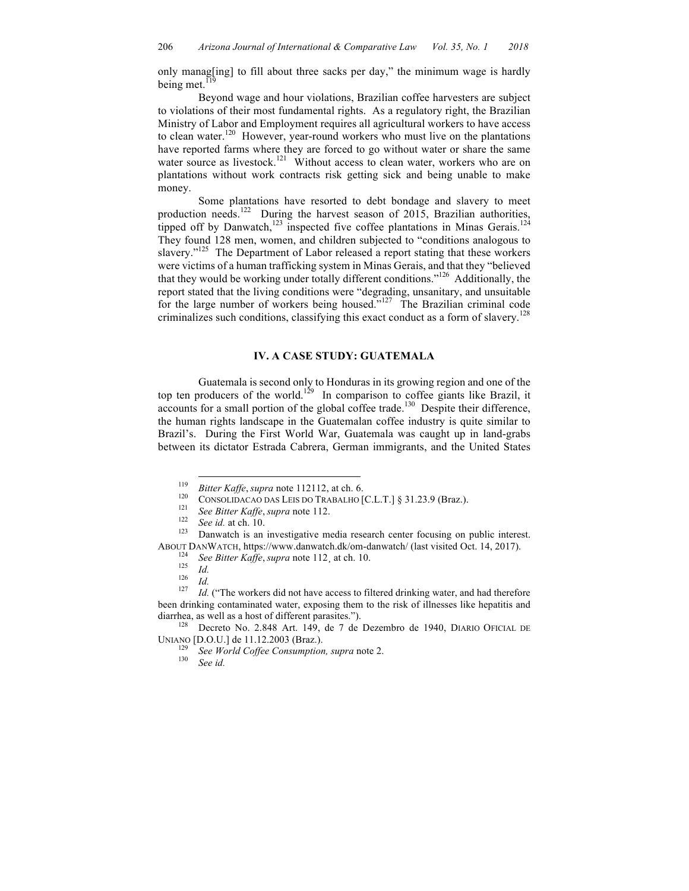only manag[ing] to fill about three sacks per day," the minimum wage is hardly being met.[119]

Beyond wage and hour violations, Brazilian coffee harvesters are subject to violations of their most fundamental rights. As a regulatory right, the Brazilian Ministry of Labor and Employment requires all agricultural workers to have access to clean water.[120] However, year-round workers who must live on the plantations have reported farms where they are forced to go without water or share the same water source as livestock.[121] Without access to clean water, workers who are on plantations without work contracts risk getting sick and being unable to make money.

Some plantations have resorted to debt bondage and slavery to meet production needs.[122] During the harvest season of 2015, Brazilian authorities, tipped off by Danwatch,[123] inspected five coffee plantations in Minas Gerais.[124] They found 128 men, women, and children subjected to "conditions analogous to slavery."[125] The Department of Labor released a report stating that these workers were victims of a human trafficking system in Minas Gerais, and that they "believed that they would be working under totally different conditions."[126] Additionally, the report stated that the living conditions were "degrading, unsanitary, and unsuitable for the large number of workers being housed."[127] The Brazilian criminal code criminalizes such conditions, classifying this exact conduct as a form of slavery.[128]

## IV. A CASE STUDY: GUATEMALA

Guatemala is second only to Honduras in its growing region and one of the top ten producers of the world.[129] In comparison to coffee giants like Brazil, it accounts for a small portion of the global coffee trade.[130] Despite their difference, the human rights landscape in the Guatemalan coffee industry is quite similar to Brazil's. During the First World War, Guatemala was caught up in land-grabs between its dictator Estrada Cabrera, German immigrants, and the United States

---

[119] *Bitter Kaffe*, *supra* note 112112, at ch. 6.

[120] CONSOLIDACAO DAS LEIS DO TRABALHO [C.L.T.] § 31.23.9 (Braz.).

[121] *See Bitter Kaffe*, *supra* note 112.

[122] *See id.* at ch. 10.

[123] Danwatch is an investigative media research center focusing on public interest. ABOUT DANWATCH, https://www.danwatch.dk/om-danwatch/ (last visited Oct. 14, 2017).

[124] *See Bitter Kaffe*, *supra* note 112¸ at ch. 10.

[125] *Id.*

[126] *Id.*

[127] *Id.* ("The workers did not have access to filtered drinking water, and had therefore been drinking contaminated water, exposing them to the risk of illnesses like hepatitis and diarrhea, as well as a host of different parasites.").

[128] Decreto No. 2.848 Art. 149, de 7 de Dezembro de 1940, DIARIO OFICIAL DE UNIANO [D.O.U.] de 11.12.2003 (Braz.).

[129] *See World Coffee Consumption, supra* note 2.

[130] *See id.*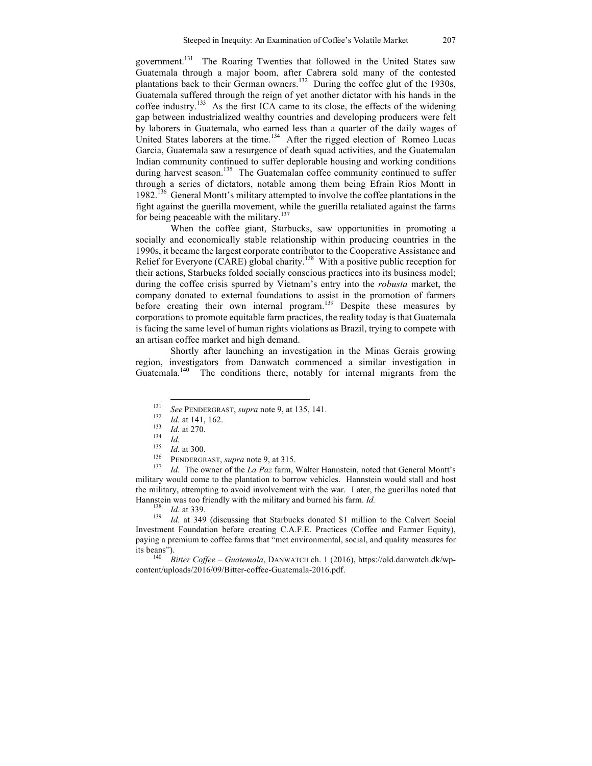government.[131] The Roaring Twenties that followed in the United States saw Guatemala through a major boom, after Cabrera sold many of the contested plantations back to their German owners.[132] During the coffee glut of the 1930s, Guatemala suffered through the reign of yet another dictator with his hands in the coffee industry.[133] As the first ICA came to its close, the effects of the widening gap between industrialized wealthy countries and developing producers were felt by laborers in Guatemala, who earned less than a quarter of the daily wages of United States laborers at the time.[134] After the rigged election of Romeo Lucas Garcia, Guatemala saw a resurgence of death squad activities, and the Guatemalan Indian community continued to suffer deplorable housing and working conditions during harvest season.[135] The Guatemalan coffee community continued to suffer through a series of dictators, notable among them being Efrain Rios Montt in 1982.[136] General Montt's military attempted to involve the coffee plantations in the fight against the guerilla movement, while the guerilla retaliated against the farms for being peaceable with the military.[137]

When the coffee giant, Starbucks, saw opportunities in promoting a socially and economically stable relationship within producing countries in the 1990s, it became the largest corporate contributor to the Cooperative Assistance and Relief for Everyone (CARE) global charity.[138] With a positive public reception for their actions, Starbucks folded socially conscious practices into its business model; during the coffee crisis spurred by Vietnam's entry into the *robusta* market, the company donated to external foundations to assist in the promotion of farmers before creating their own internal program.[139] Despite these measures by corporations to promote equitable farm practices, the reality today is that Guatemala is facing the same level of human rights violations as Brazil, trying to compete with an artisan coffee market and high demand.

Shortly after launching an investigation in the Minas Gerais growing region, investigators from Danwatch commenced a similar investigation in Guatemala.[140] The conditions there, notably for internal migrants from the

---

[131] *See* PENDERGRAST, *supra* note 9, at 135, 141.

[132] *Id.* at 141, 162.

[133] *Id.* at 270.

[134] *Id.*

[135] *Id.* at 300.

[136] PENDERGRAST, *supra* note 9, at 315.

[137] *Id.* The owner of the *La Paz* farm, Walter Hannstein, noted that General Montt's military would come to the plantation to borrow vehicles. Hannstein would stall and host the military, attempting to avoid involvement with the war. Later, the guerillas noted that Hannstein was too friendly with the military and burned his farm. *Id.*

[138] *Id.* at 339.

[139] *Id.* at 349 (discussing that Starbucks donated $1 million to the Calvert Social Investment Foundation before creating C.A.F.E. Practices (Coffee and Farmer Equity), paying a premium to coffee farms that "met environmental, social, and quality measures for its beans").

[140] *Bitter Coffee – Guatemala*, DANWATCH ch. 1 (2016), https://old.danwatch.dk/wp-content/uploads/2016/09/Bitter-coffee-Guatemala-2016.pdf.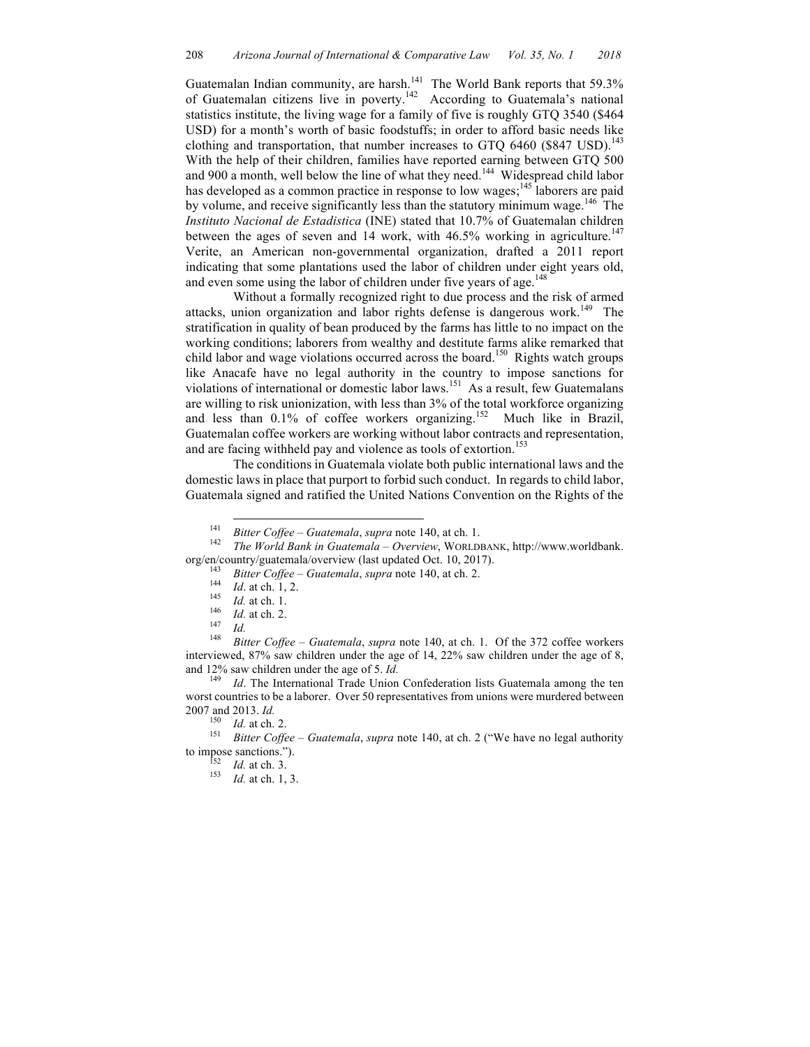Guatemalan Indian community, are harsh.[141] The World Bank reports that 59.3% of Guatemalan citizens live in poverty.[142] According to Guatemala's national statistics institute, the living wage for a family of five is roughly GTQ 3540 ($464 USD) for a month's worth of basic foodstuffs; in order to afford basic needs like clothing and transportation, that number increases to GTQ 6460 ($847 USD).[143] With the help of their children, families have reported earning between GTQ 500 and 900 a month, well below the line of what they need.[144] Widespread child labor has developed as a common practice in response to low wages;[145] laborers are paid by volume, and receive significantly less than the statutory minimum wage.[146] The *Instituto Nacional de Estadistica* (INE) stated that 10.7% of Guatemalan children between the ages of seven and 14 work, with 46.5% working in agriculture.[147] Verite, an American non-governmental organization, drafted a 2011 report indicating that some plantations used the labor of children under eight years old, and even some using the labor of children under five years of age.[148]

Without a formally recognized right to due process and the risk of armed attacks, union organization and labor rights defense is dangerous work.[149] The stratification in quality of bean produced by the farms has little to no impact on the working conditions; laborers from wealthy and destitute farms alike remarked that child labor and wage violations occurred across the board.[150] Rights watch groups like Anacafe have no legal authority in the country to impose sanctions for violations of international or domestic labor laws.[151] As a result, few Guatemalans are willing to risk unionization, with less than 3% of the total workforce organizing and less than 0.1% of coffee workers organizing.[152] Much like in Brazil, Guatemalan coffee workers are working without labor contracts and representation, and are facing withheld pay and violence as tools of extortion.[153]

The conditions in Guatemala violate both public international laws and the domestic laws in place that purport to forbid such conduct. In regards to child labor, Guatemala signed and ratified the United Nations Convention on the Rights of the

---

[141] *Bitter Coffee – Guatemala*, *supra* note 140, at ch. 1.

[142] *The World Bank in Guatemala – Overview*, WORLDBANK, http://www.worldbank.org/en/country/guatemala/overview (last updated Oct. 10, 2017).

[143] *Bitter Coffee – Guatemala*, *supra* note 140, at ch. 2.

[144] *Id*. at ch. 1, 2.

[145] *Id.* at ch. 1.

[146] *Id.* at ch. 2.

[147] *Id.*

[148] *Bitter Coffee – Guatemala*, *supra* note 140, at ch. 1. Of the 372 coffee workers interviewed, 87% saw children under the age of 14, 22% saw children under the age of 8, and 12% saw children under the age of 5. *Id.*

[149] *Id*. The International Trade Union Confederation lists Guatemala among the ten worst countries to be a laborer. Over 50 representatives from unions were murdered between 2007 and 2013. *Id.*

[150] *Id.* at ch. 2.

[151] *Bitter Coffee – Guatemala*, *supra* note 140, at ch. 2 ("We have no legal authority to impose sanctions.").

[152] *Id.* at ch. 3.

[153] *Id.* at ch. 1, 3.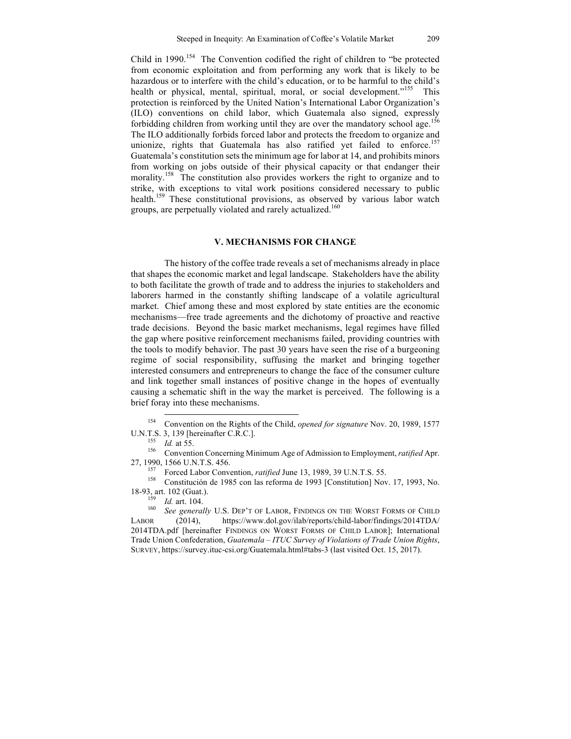Child in 1990.[154] The Convention codified the right of children to "be protected from economic exploitation and from performing any work that is likely to be hazardous or to interfere with the child's education, or to be harmful to the child's health or physical, mental, spiritual, moral, or social development."[155] This protection is reinforced by the United Nation's International Labor Organization's (ILO) conventions on child labor, which Guatemala also signed, expressly forbidding children from working until they are over the mandatory school age.[156] The ILO additionally forbids forced labor and protects the freedom to organize and unionize, rights that Guatemala has also ratified yet failed to enforce.[157] Guatemala's constitution sets the minimum age for labor at 14, and prohibits minors from working on jobs outside of their physical capacity or that endanger their morality.[158] The constitution also provides workers the right to organize and to strike, with exceptions to vital work positions considered necessary to public health.[159] These constitutional provisions, as observed by various labor watch groups, are perpetually violated and rarely actualized.[160]

## V. MECHANISMS FOR CHANGE

The history of the coffee trade reveals a set of mechanisms already in place that shapes the economic market and legal landscape. Stakeholders have the ability to both facilitate the growth of trade and to address the injuries to stakeholders and laborers harmed in the constantly shifting landscape of a volatile agricultural market. Chief among these and most explored by state entities are the economic mechanisms—free trade agreements and the dichotomy of proactive and reactive trade decisions. Beyond the basic market mechanisms, legal regimes have filled the gap where positive reinforcement mechanisms failed, providing countries with the tools to modify behavior. The past 30 years have seen the rise of a burgeoning regime of social responsibility, suffusing the market and bringing together interested consumers and entrepreneurs to change the face of the consumer culture and link together small instances of positive change in the hopes of eventually causing a schematic shift in the way the market is perceived. The following is a brief foray into these mechanisms.

---

[154] Convention on the Rights of the Child, *opened for signature* Nov. 20, 1989, 1577 U.N.T.S. 3, 139 [hereinafter C.R.C.].

[155] *Id.* at 55.

[156] Convention Concerning Minimum Age of Admission to Employment, *ratified* Apr. 27, 1990, 1566 U.N.T.S. 456.

[157] Forced Labor Convention, *ratified* June 13, 1989, 39 U.N.T.S. 55.

[158] Constitución de 1985 con las reforma de 1993 [Constitution] Nov. 17, 1993, No. 18-93, art. 102 (Guat.).

[159] *Id.* art. 104.

[160] *See generally* U.S. DEP'T OF LABOR, FINDINGS ON THE WORST FORMS OF CHILD LABOR (2014), https://www.dol.gov/ilab/reports/child-labor/findings/2014TDA/2014TDA.pdf [hereinafter FINDINGS ON WORST FORMS OF CHILD LABOR]; International Trade Union Confederation, *Guatemala – ITUC Survey of Violations of Trade Union Rights*, SURVEY, https://survey.ituc-csi.org/Guatemala.html#tabs-3 (last visited Oct. 15, 2017).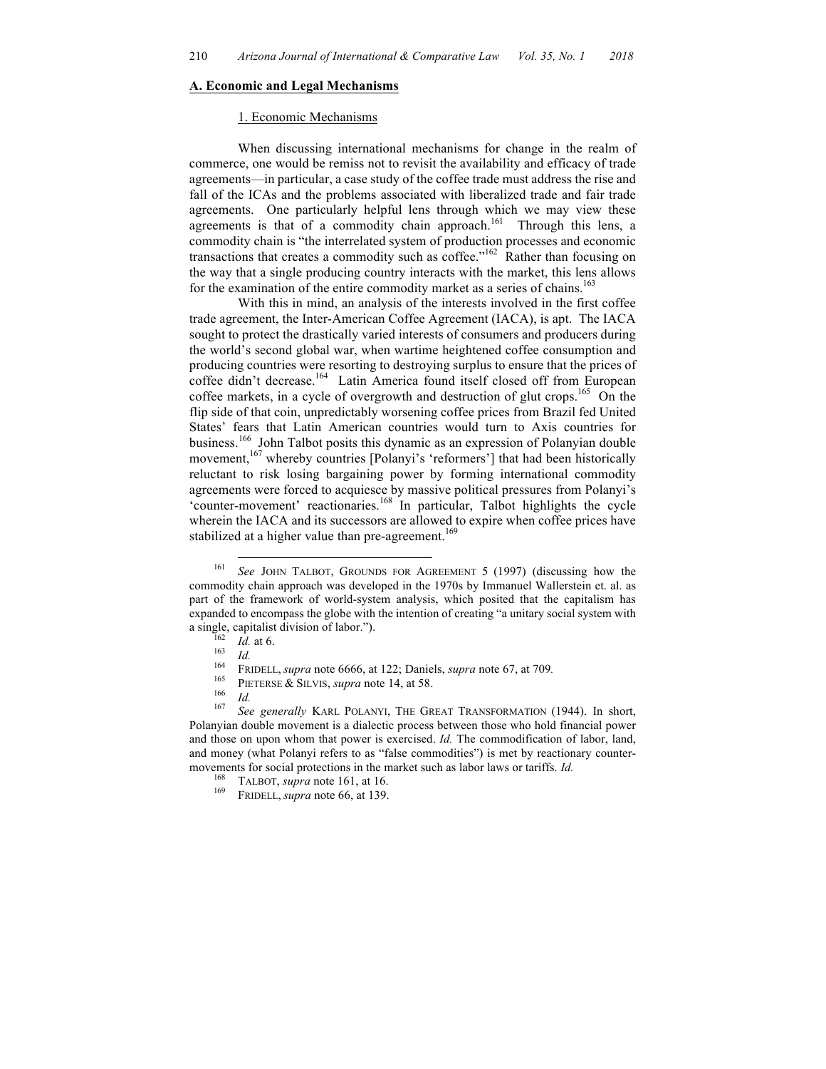## A. Economic and Legal Mechanisms

### 1. Economic Mechanisms

When discussing international mechanisms for change in the realm of commerce, one would be remiss not to revisit the availability and efficacy of trade agreements—in particular, a case study of the coffee trade must address the rise and fall of the ICAs and the problems associated with liberalized trade and fair trade agreements. One particularly helpful lens through which we may view these agreements is that of a commodity chain approach.[161] Through this lens, a commodity chain is "the interrelated system of production processes and economic transactions that creates a commodity such as coffee."[162] Rather than focusing on the way that a single producing country interacts with the market, this lens allows for the examination of the entire commodity market as a series of chains.[163]

With this in mind, an analysis of the interests involved in the first coffee trade agreement, the Inter-American Coffee Agreement (IACA), is apt. The IACA sought to protect the drastically varied interests of consumers and producers during the world's second global war, when wartime heightened coffee consumption and producing countries were resorting to destroying surplus to ensure that the prices of coffee didn't decrease.[164] Latin America found itself closed off from European coffee markets, in a cycle of overgrowth and destruction of glut crops.[165] On the flip side of that coin, unpredictably worsening coffee prices from Brazil fed United States' fears that Latin American countries would turn to Axis countries for business.[166] John Talbot posits this dynamic as an expression of Polanyian double movement,[167] whereby countries [Polanyi's 'reformers'] that had been historically reluctant to risk losing bargaining power by forming international commodity agreements were forced to acquiesce by massive political pressures from Polanyi's 'counter-movement' reactionaries.[168] In particular, Talbot highlights the cycle wherein the IACA and its successors are allowed to expire when coffee prices have stabilized at a higher value than pre-agreement.[169]

---

[161] *See* JOHN TALBOT, GROUNDS FOR AGREEMENT 5 (1997) (discussing how the commodity chain approach was developed in the 1970s by Immanuel Wallerstein et. al. as part of the framework of world-system analysis, which posited that the capitalism has expanded to encompass the globe with the intention of creating "a unitary social system with a single, capitalist division of labor.").

[162] *Id.* at 6.

[163] *Id.*

[164] FRIDELL, *supra* note 6666, at 122; Daniels, *supra* note 67, at 709.

[165] PIETERSE & SILVIS, *supra* note 14, at 58.

[166] *Id.*

[167] *See generally* KARL POLANYI, THE GREAT TRANSFORMATION (1944). In short, Polanyian double movement is a dialectic process between those who hold financial power and those on upon whom that power is exercised. *Id.* The commodification of labor, land, and money (what Polanyi refers to as "false commodities") is met by reactionary counter-movements for social protections in the market such as labor laws or tariffs. *Id.*

[168] TALBOT, *supra* note 161, at 16.

[169] FRIDELL, *supra* note 66, at 139.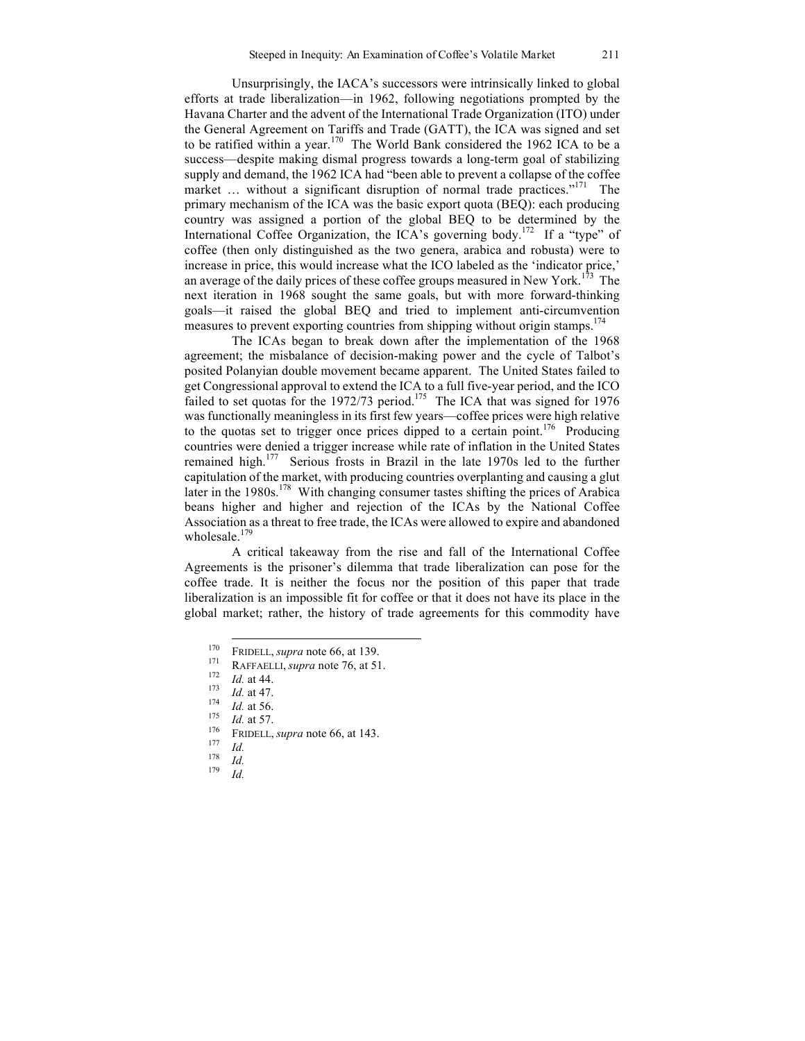Unsurprisingly, the IACA's successors were intrinsically linked to global efforts at trade liberalization—in 1962, following negotiations prompted by the Havana Charter and the advent of the International Trade Organization (ITO) under the General Agreement on Tariffs and Trade (GATT), the ICA was signed and set to be ratified within a year.[170] The World Bank considered the 1962 ICA to be a success—despite making dismal progress towards a long-term goal of stabilizing supply and demand, the 1962 ICA had "been able to prevent a collapse of the coffee market … without a significant disruption of normal trade practices."[171] The primary mechanism of the ICA was the basic export quota (BEQ): each producing country was assigned a portion of the global BEQ to be determined by the International Coffee Organization, the ICA's governing body.[172] If a "type" of coffee (then only distinguished as the two genera, arabica and robusta) were to increase in price, this would increase what the ICO labeled as the 'indicator price,' an average of the daily prices of these coffee groups measured in New York.[173] The next iteration in 1968 sought the same goals, but with more forward-thinking goals—it raised the global BEQ and tried to implement anti-circumvention measures to prevent exporting countries from shipping without origin stamps.[174]

The ICAs began to break down after the implementation of the 1968 agreement; the misbalance of decision-making power and the cycle of Talbot's posited Polanyian double movement became apparent. The United States failed to get Congressional approval to extend the ICA to a full five-year period, and the ICO failed to set quotas for the 1972/73 period.[175] The ICA that was signed for 1976 was functionally meaningless in its first few years—coffee prices were high relative to the quotas set to trigger once prices dipped to a certain point.[176] Producing countries were denied a trigger increase while rate of inflation in the United States remained high.[177] Serious frosts in Brazil in the late 1970s led to the further capitulation of the market, with producing countries overplanting and causing a glut later in the 1980s.[178] With changing consumer tastes shifting the prices of Arabica beans higher and higher and rejection of the ICAs by the National Coffee Association as a threat to free trade, the ICAs were allowed to expire and abandoned wholesale.[179]

A critical takeaway from the rise and fall of the International Coffee Agreements is the prisoner's dilemma that trade liberalization can pose for the coffee trade. It is neither the focus nor the position of this paper that trade liberalization is an impossible fit for coffee or that it does not have its place in the global market; rather, the history of trade agreements for this commodity have

---

[170] FRIDELL, *supra* note 66, at 139.

[171] RAFFAELLI, *supra* note 76, at 51.

[172] *Id.* at 44.

[173] *Id.* at 47.

[174] *Id.* at 56.

[175] *Id.* at 57.

[176] FRIDELL, *supra* note 66, at 143.

[177] *Id.*

[178] *Id.*

[179] *Id.*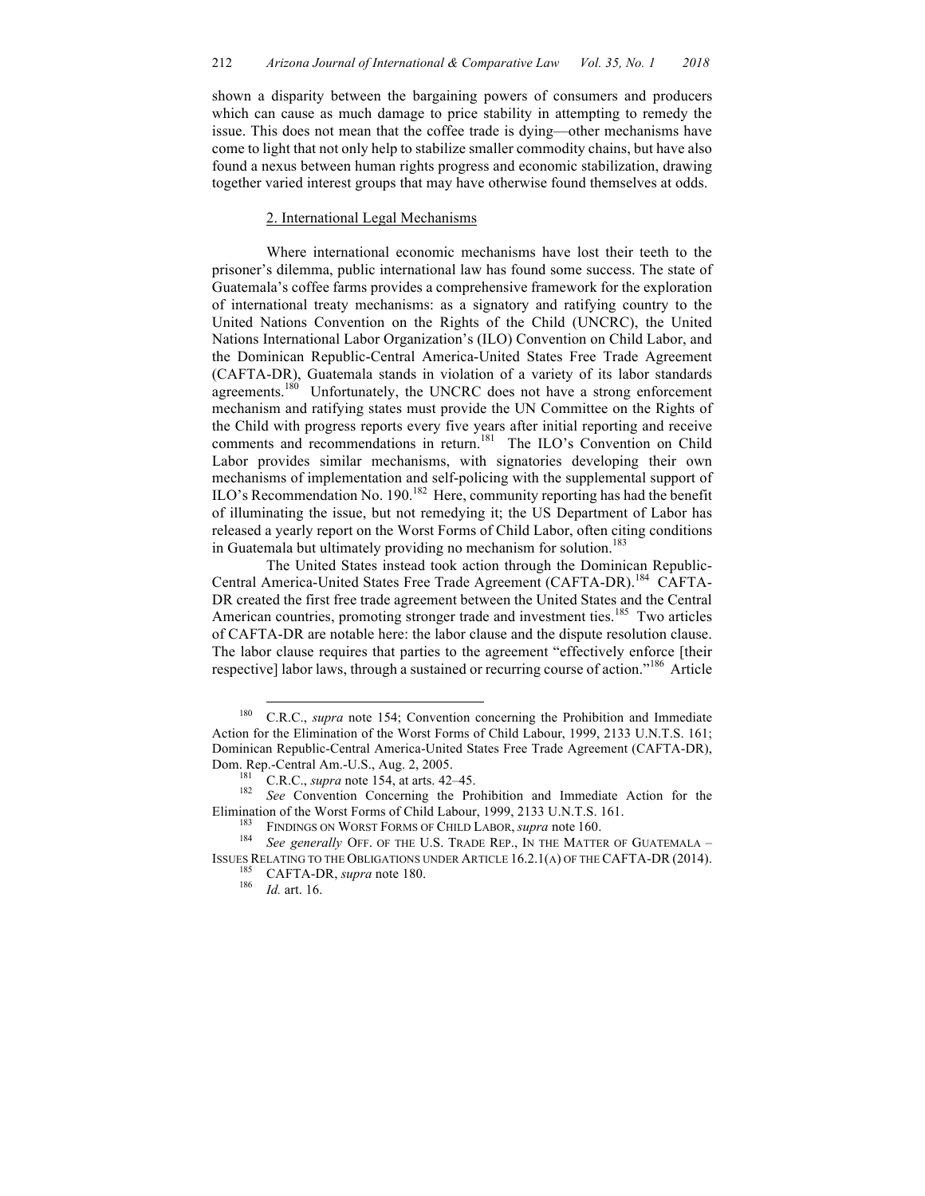shown a disparity between the bargaining powers of consumers and producers which can cause as much damage to price stability in attempting to remedy the issue. This does not mean that the coffee trade is dying—other mechanisms have come to light that not only help to stabilize smaller commodity chains, but have also found a nexus between human rights progress and economic stabilization, drawing together varied interest groups that may have otherwise found themselves at odds.

### 2. International Legal Mechanisms

Where international economic mechanisms have lost their teeth to the prisoner's dilemma, public international law has found some success. The state of Guatemala's coffee farms provides a comprehensive framework for the exploration of international treaty mechanisms: as a signatory and ratifying country to the United Nations Convention on the Rights of the Child (UNCRC), the United Nations International Labor Organization's (ILO) Convention on Child Labor, and the Dominican Republic-Central America-United States Free Trade Agreement (CAFTA-DR), Guatemala stands in violation of a variety of its labor standards agreements.[180] Unfortunately, the UNCRC does not have a strong enforcement mechanism and ratifying states must provide the UN Committee on the Rights of the Child with progress reports every five years after initial reporting and receive comments and recommendations in return.[181] The ILO's Convention on Child Labor provides similar mechanisms, with signatories developing their own mechanisms of implementation and self-policing with the supplemental support of ILO's Recommendation No. 190.[182] Here, community reporting has had the benefit of illuminating the issue, but not remedying it; the US Department of Labor has released a yearly report on the Worst Forms of Child Labor, often citing conditions in Guatemala but ultimately providing no mechanism for solution.[183]

The United States instead took action through the Dominican Republic-Central America-United States Free Trade Agreement (CAFTA-DR).[184] CAFTA-DR created the first free trade agreement between the United States and the Central American countries, promoting stronger trade and investment ties.[185] Two articles of CAFTA-DR are notable here: the labor clause and the dispute resolution clause. The labor clause requires that parties to the agreement "effectively enforce [their respective] labor laws, through a sustained or recurring course of action."[186] Article

---

[180] C.R.C., *supra* note 154; Convention concerning the Prohibition and Immediate Action for the Elimination of the Worst Forms of Child Labour, 1999, 2133 U.N.T.S. 161; Dominican Republic-Central America-United States Free Trade Agreement (CAFTA-DR), Dom. Rep.-Central Am.-U.S., Aug. 2, 2005.

[181] C.R.C., *supra* note 154, at arts. 42–45.

[182] *See* Convention Concerning the Prohibition and Immediate Action for the Elimination of the Worst Forms of Child Labour, 1999, 2133 U.N.T.S. 161.

[183] FINDINGS ON WORST FORMS OF CHILD LABOR, *supra* note 160.

[184] *See generally* OFF. OF THE U.S. TRADE REP., IN THE MATTER OF GUATEMALA – ISSUES RELATING TO THE OBLIGATIONS UNDER ARTICLE 16.2.1(A) OF THE CAFTA-DR (2014).

[185] CAFTA-DR, *supra* note 180.

[186] *Id.* art. 16.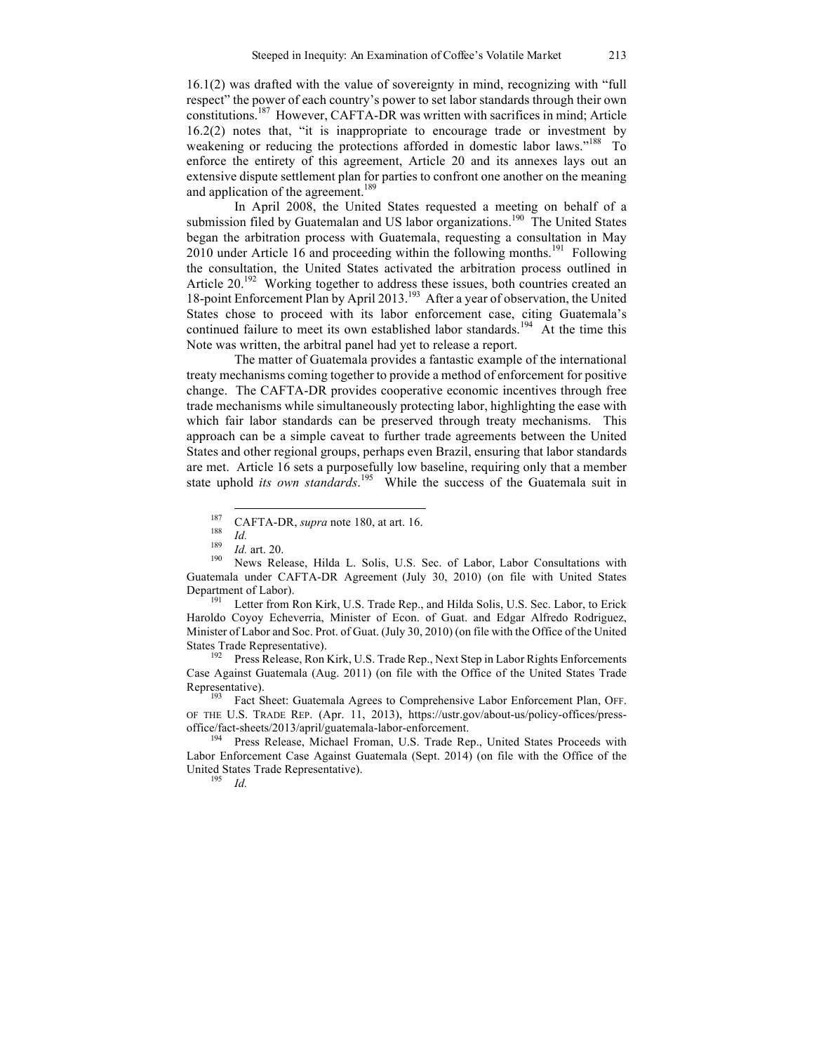16.1(2) was drafted with the value of sovereignty in mind, recognizing with "full respect" the power of each country's power to set labor standards through their own constitutions.[187] However, CAFTA-DR was written with sacrifices in mind; Article 16.2(2) notes that, "it is inappropriate to encourage trade or investment by weakening or reducing the protections afforded in domestic labor laws."[188] To enforce the entirety of this agreement, Article 20 and its annexes lays out an extensive dispute settlement plan for parties to confront one another on the meaning and application of the agreement.[189]

In April 2008, the United States requested a meeting on behalf of a submission filed by Guatemalan and US labor organizations.[190] The United States began the arbitration process with Guatemala, requesting a consultation in May 2010 under Article 16 and proceeding within the following months.[191] Following the consultation, the United States activated the arbitration process outlined in Article 20.[192] Working together to address these issues, both countries created an 18-point Enforcement Plan by April 2013.[193] After a year of observation, the United States chose to proceed with its labor enforcement case, citing Guatemala's continued failure to meet its own established labor standards.[194] At the time this Note was written, the arbitral panel had yet to release a report.

The matter of Guatemala provides a fantastic example of the international treaty mechanisms coming together to provide a method of enforcement for positive change. The CAFTA-DR provides cooperative economic incentives through free trade mechanisms while simultaneously protecting labor, highlighting the ease with which fair labor standards can be preserved through treaty mechanisms. This approach can be a simple caveat to further trade agreements between the United States and other regional groups, perhaps even Brazil, ensuring that labor standards are met. Article 16 sets a purposefully low baseline, requiring only that a member state uphold *its own standards*.[195] While the success of the Guatemala suit in

---

[187] CAFTA-DR, *supra* note 180, at art. 16.

[188] *Id.*

[189] *Id.* art. 20.

[190] News Release, Hilda L. Solis, U.S. Sec. of Labor, Labor Consultations with Guatemala under CAFTA-DR Agreement (July 30, 2010) (on file with United States Department of Labor).

[191] Letter from Ron Kirk, U.S. Trade Rep., and Hilda Solis, U.S. Sec. Labor, to Erick Haroldo Coyoy Echeverria, Minister of Econ. of Guat. and Edgar Alfredo Rodriguez, Minister of Labor and Soc. Prot. of Guat. (July 30, 2010) (on file with the Office of the United States Trade Representative).

[192] Press Release, Ron Kirk, U.S. Trade Rep., Next Step in Labor Rights Enforcements Case Against Guatemala (Aug. 2011) (on file with the Office of the United States Trade Representative).

[193] Fact Sheet: Guatemala Agrees to Comprehensive Labor Enforcement Plan, OFF. OF THE U.S. TRADE REP. (Apr. 11, 2013), https://ustr.gov/about-us/policy-offices/press-office/fact-sheets/2013/april/guatemala-labor-enforcement.

[194] Press Release, Michael Froman, U.S. Trade Rep., United States Proceeds with Labor Enforcement Case Against Guatemala (Sept. 2014) (on file with the Office of the United States Trade Representative).

[195] *Id.*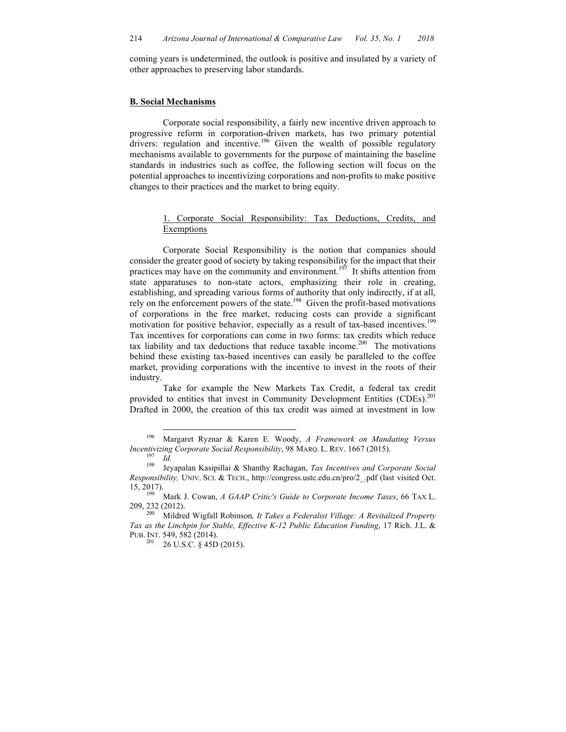coming years is undetermined, the outlook is positive and insulated by a variety of other approaches to preserving labor standards.

## B. Social Mechanisms

Corporate social responsibility, a fairly new incentive driven approach to progressive reform in corporation-driven markets, has two primary potential drivers: regulation and incentive.[196] Given the wealth of possible regulatory mechanisms available to governments for the purpose of maintaining the baseline standards in industries such as coffee, the following section will focus on the potential approaches to incentivizing corporations and non-profits to make positive changes to their practices and the market to bring equity.

### 1. Corporate Social Responsibility: Tax Deductions, Credits, and Exemptions

Corporate Social Responsibility is the notion that companies should consider the greater good of society by taking responsibility for the impact that their practices may have on the community and environment.[197] It shifts attention from state apparatuses to non-state actors, emphasizing their role in creating, establishing, and spreading various forms of authority that only indirectly, if at all, rely on the enforcement powers of the state.[198] Given the profit-based motivations of corporations in the free market, reducing costs can provide a significant motivation for positive behavior, especially as a result of tax-based incentives.[199] Tax incentives for corporations can come in two forms: tax credits which reduce tax liability and tax deductions that reduce taxable income.[200] The motivations behind these existing tax-based incentives can easily be paralleled to the coffee market, providing corporations with the incentive to invest in the roots of their industry.

Take for example the New Markets Tax Credit, a federal tax credit provided to entities that invest in Community Development Entities (CDEs).[201] Drafted in 2000, the creation of this tax credit was aimed at investment in low

---

[196] Margaret Ryznar & Karen E. Woody, *A Framework on Mandating Versus Incentivizing Corporate Social Responsibility*, 98 MARQ. L. REV. 1667 (2015).

[197] *Id.*

[198] Jeyapalan Kasipillai & Shanthy Rachagan, *Tax Incentives and Corporate Social Responsibility,* UNIV. SCI. & TECH., http://congress.ustc.edu.cn/pro/2_.pdf (last visited Oct. 15, 2017).

[199] Mark J. Cowan, *A GAAP Critic's Guide to Corporate Income Taxes*, 66 TAX L. 209, 232 (2012).

[200] Mildred Wigfall Robinson*, It Takes a Federalist Village: A Revitalized Property Tax as the Linchpin for Stable, Effective K-12 Public Education Funding*, 17 Rich. J.L. & PUB. INT. 549, 582 (2014).

[201] 26 U.S.C. § 45D (2015).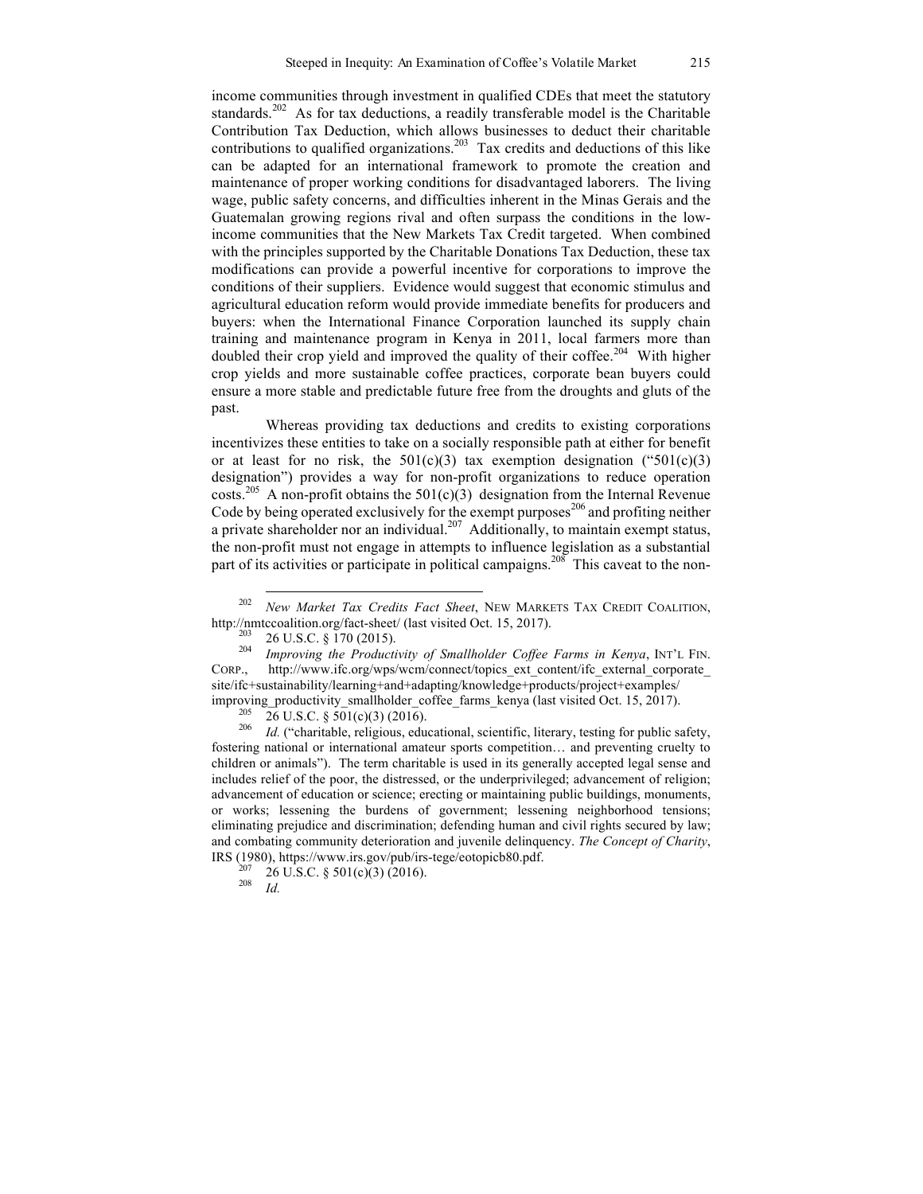income communities through investment in qualified CDEs that meet the statutory standards.[202] As for tax deductions, a readily transferable model is the Charitable Contribution Tax Deduction, which allows businesses to deduct their charitable contributions to qualified organizations.[203] Tax credits and deductions of this like can be adapted for an international framework to promote the creation and maintenance of proper working conditions for disadvantaged laborers. The living wage, public safety concerns, and difficulties inherent in the Minas Gerais and the Guatemalan growing regions rival and often surpass the conditions in the low-income communities that the New Markets Tax Credit targeted. When combined with the principles supported by the Charitable Donations Tax Deduction, these tax modifications can provide a powerful incentive for corporations to improve the conditions of their suppliers. Evidence would suggest that economic stimulus and agricultural education reform would provide immediate benefits for producers and buyers: when the International Finance Corporation launched its supply chain training and maintenance program in Kenya in 2011, local farmers more than doubled their crop yield and improved the quality of their coffee.[204] With higher crop yields and more sustainable coffee practices, corporate bean buyers could ensure a more stable and predictable future free from the droughts and gluts of the past.

Whereas providing tax deductions and credits to existing corporations incentivizes these entities to take on a socially responsible path at either for benefit or at least for no risk, the 501(c)(3) tax exemption designation ("501(c)(3) designation") provides a way for non-profit organizations to reduce operation costs.[205] A non-profit obtains the 501(c)(3) designation from the Internal Revenue Code by being operated exclusively for the exempt purposes[206] and profiting neither a private shareholder nor an individual.[207] Additionally, to maintain exempt status, the non-profit must not engage in attempts to influence legislation as a substantial part of its activities or participate in political campaigns.[208] This caveat to the non-

---

[202] *New Market Tax Credits Fact Sheet*, NEW MARKETS TAX CREDIT COALITION, http://nmtccoalition.org/fact-sheet/ (last visited Oct. 15, 2017).

[203] 26 U.S.C. § 170 (2015).

[204] *Improving the Productivity of Smallholder Coffee Farms in Kenya*, INT'L FIN. CORP., http://www.ifc.org/wps/wcm/connect/topics_ext_content/ifc_external_corporate_site/ifc+sustainability/learning+and+adapting/knowledge+products/project+examples/improving_productivity_smallholder_coffee_farms_kenya (last visited Oct. 15, 2017).

[205] 26 U.S.C. § 501(c)(3) (2016).

[206] *Id.* ("charitable, religious, educational, scientific, literary, testing for public safety, fostering national or international amateur sports competition… and preventing cruelty to children or animals"). The term charitable is used in its generally accepted legal sense and includes relief of the poor, the distressed, or the underprivileged; advancement of religion; advancement of education or science; erecting or maintaining public buildings, monuments, or works; lessening the burdens of government; lessening neighborhood tensions; eliminating prejudice and discrimination; defending human and civil rights secured by law; and combating community deterioration and juvenile delinquency. *The Concept of Charity*, IRS (1980), https://www.irs.gov/pub/irs-tege/eotopicb80.pdf.

[207] 26 U.S.C. § 501(c)(3) (2016).

[208] *Id.*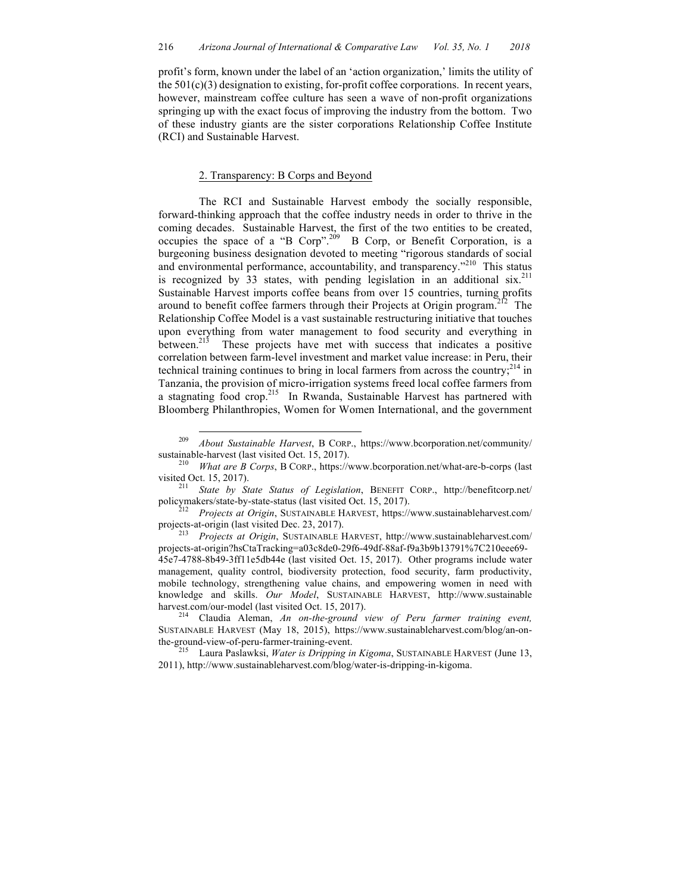profit's form, known under the label of an 'action organization,' limits the utility of the 501(c)(3) designation to existing, for-profit coffee corporations. In recent years, however, mainstream coffee culture has seen a wave of non-profit organizations springing up with the exact focus of improving the industry from the bottom. Two of these industry giants are the sister corporations Relationship Coffee Institute (RCI) and Sustainable Harvest.

### 2. Transparency: B Corps and Beyond

The RCI and Sustainable Harvest embody the socially responsible, forward-thinking approach that the coffee industry needs in order to thrive in the coming decades. Sustainable Harvest, the first of the two entities to be created, occupies the space of a "B Corp".[209] B Corp, or Benefit Corporation, is a burgeoning business designation devoted to meeting "rigorous standards of social and environmental performance, accountability, and transparency."[210] This status is recognized by 33 states, with pending legislation in an additional six.[211] Sustainable Harvest imports coffee beans from over 15 countries, turning profits around to benefit coffee farmers through their Projects at Origin program.[212] The Relationship Coffee Model is a vast sustainable restructuring initiative that touches upon everything from water management to food security and everything in between.[213] These projects have met with success that indicates a positive correlation between farm-level investment and market value increase: in Peru, their technical training continues to bring in local farmers from across the country;[214] in Tanzania, the provision of micro-irrigation systems freed local coffee farmers from a stagnating food crop.[215] In Rwanda, Sustainable Harvest has partnered with Bloomberg Philanthropies, Women for Women International, and the government

---

[209] *About Sustainable Harvest*, B CORP., https://www.bcorporation.net/community/sustainable-harvest (last visited Oct. 15, 2017).

[210] *What are B Corps*, B CORP., https://www.bcorporation.net/what-are-b-corps (last visited Oct. 15, 2017).

[211] *State by State Status of Legislation*, BENEFIT CORP., http://benefitcorp.net/policymakers/state-by-state-status (last visited Oct. 15, 2017).

[212] *Projects at Origin*, SUSTAINABLE HARVEST, https://www.sustainableharvest.com/projects-at-origin (last visited Dec. 23, 2017).

[213] *Projects at Origin*, SUSTAINABLE HARVEST, http://www.sustainableharvest.com/projects-at-origin?hsCtaTracking=a03c8de0-29f6-49df-88af-f9a3b9b13791%7C210eee69-45e7-4788-8b49-3ff11e5db44e (last visited Oct. 15, 2017). Other programs include water management, quality control, biodiversity protection, food security, farm productivity, mobile technology, strengthening value chains, and empowering women in need with knowledge and skills. *Our Model*, SUSTAINABLE HARVEST, http://www.sustainableharvest.com/our-model (last visited Oct. 15, 2017).

[214] Claudia Aleman, *An on-the-ground view of Peru farmer training event,* SUSTAINABLE HARVEST (May 18, 2015), https://www.sustainableharvest.com/blog/an-on-the-ground-view-of-peru-farmer-training-event.

[215] Laura Paslawksi, *Water is Dripping in Kigoma*, SUSTAINABLE HARVEST (June 13, 2011), http://www.sustainableharvest.com/blog/water-is-dripping-in-kigoma.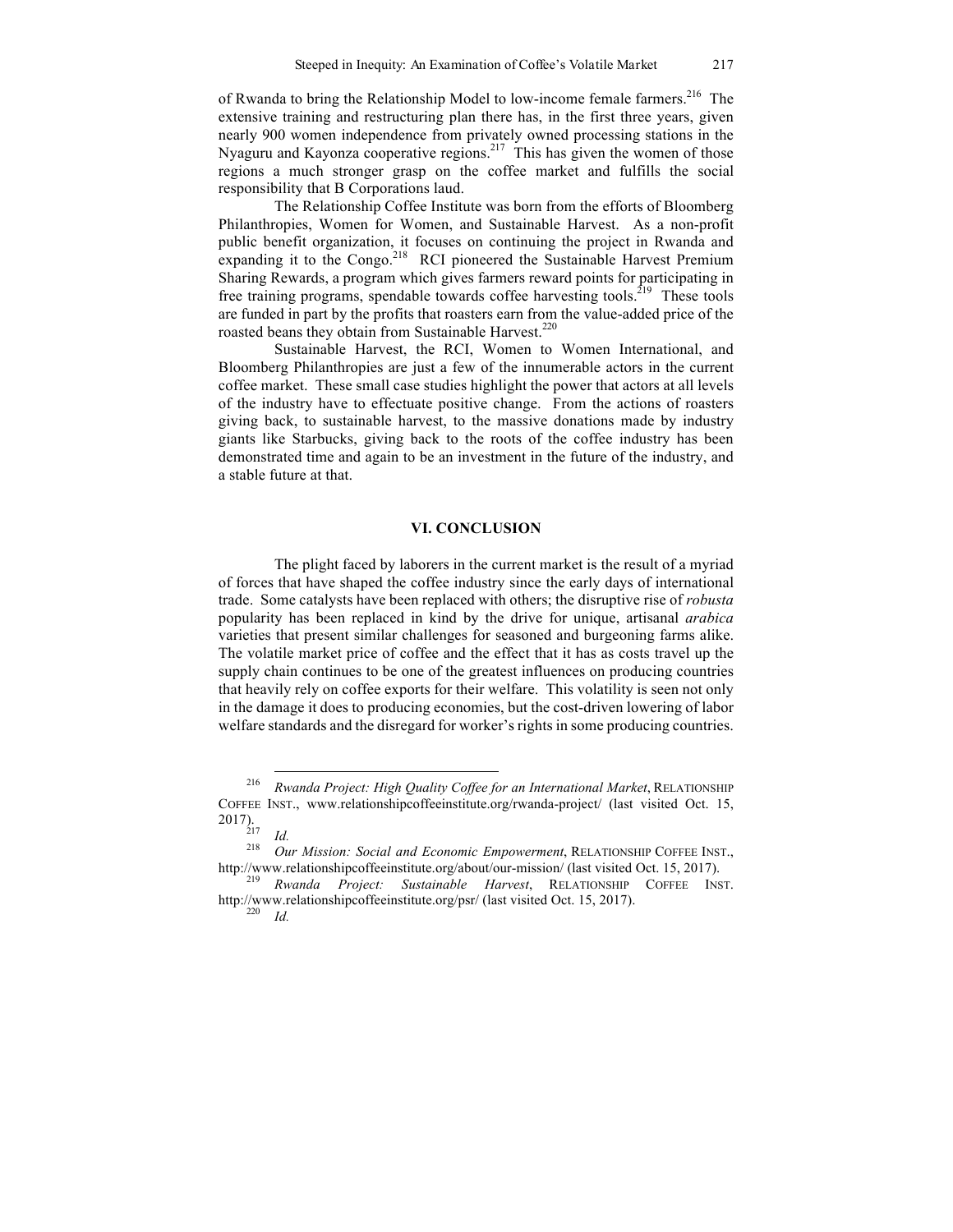of Rwanda to bring the Relationship Model to low-income female farmers.[216] The extensive training and restructuring plan there has, in the first three years, given nearly 900 women independence from privately owned processing stations in the Nyaguru and Kayonza cooperative regions.[217] This has given the women of those regions a much stronger grasp on the coffee market and fulfills the social responsibility that B Corporations laud.

The Relationship Coffee Institute was born from the efforts of Bloomberg Philanthropies, Women for Women, and Sustainable Harvest. As a non-profit public benefit organization, it focuses on continuing the project in Rwanda and expanding it to the Congo.[218] RCI pioneered the Sustainable Harvest Premium Sharing Rewards, a program which gives farmers reward points for participating in free training programs, spendable towards coffee harvesting tools.[219] These tools are funded in part by the profits that roasters earn from the value-added price of the roasted beans they obtain from Sustainable Harvest.[220]

Sustainable Harvest, the RCI, Women to Women International, and Bloomberg Philanthropies are just a few of the innumerable actors in the current coffee market. These small case studies highlight the power that actors at all levels of the industry have to effectuate positive change. From the actions of roasters giving back, to sustainable harvest, to the massive donations made by industry giants like Starbucks, giving back to the roots of the coffee industry has been demonstrated time and again to be an investment in the future of the industry, and a stable future at that.

## VI. CONCLUSION

The plight faced by laborers in the current market is the result of a myriad of forces that have shaped the coffee industry since the early days of international trade. Some catalysts have been replaced with others; the disruptive rise of *robusta* popularity has been replaced in kind by the drive for unique, artisanal *arabica* varieties that present similar challenges for seasoned and burgeoning farms alike. The volatile market price of coffee and the effect that it has as costs travel up the supply chain continues to be one of the greatest influences on producing countries that heavily rely on coffee exports for their welfare. This volatility is seen not only in the damage it does to producing economies, but the cost-driven lowering of labor welfare standards and the disregard for worker's rights in some producing countries.

---

[216] *Rwanda Project: High Quality Coffee for an International Market*, RELATIONSHIP COFFEE INST., www.relationshipcoffeeinstitute.org/rwanda-project/ (last visited Oct. 15, 2017).

[217] *Id.*

[218] *Our Mission: Social and Economic Empowerment*, RELATIONSHIP COFFEE INST., http://www.relationshipcoffeeinstitute.org/about/our-mission/ (last visited Oct. 15, 2017).

[219] *Rwanda Project: Sustainable Harvest*, RELATIONSHIP COFFEE INST. http://www.relationshipcoffeeinstitute.org/psr/ (last visited Oct. 15, 2017).

[220] *Id.*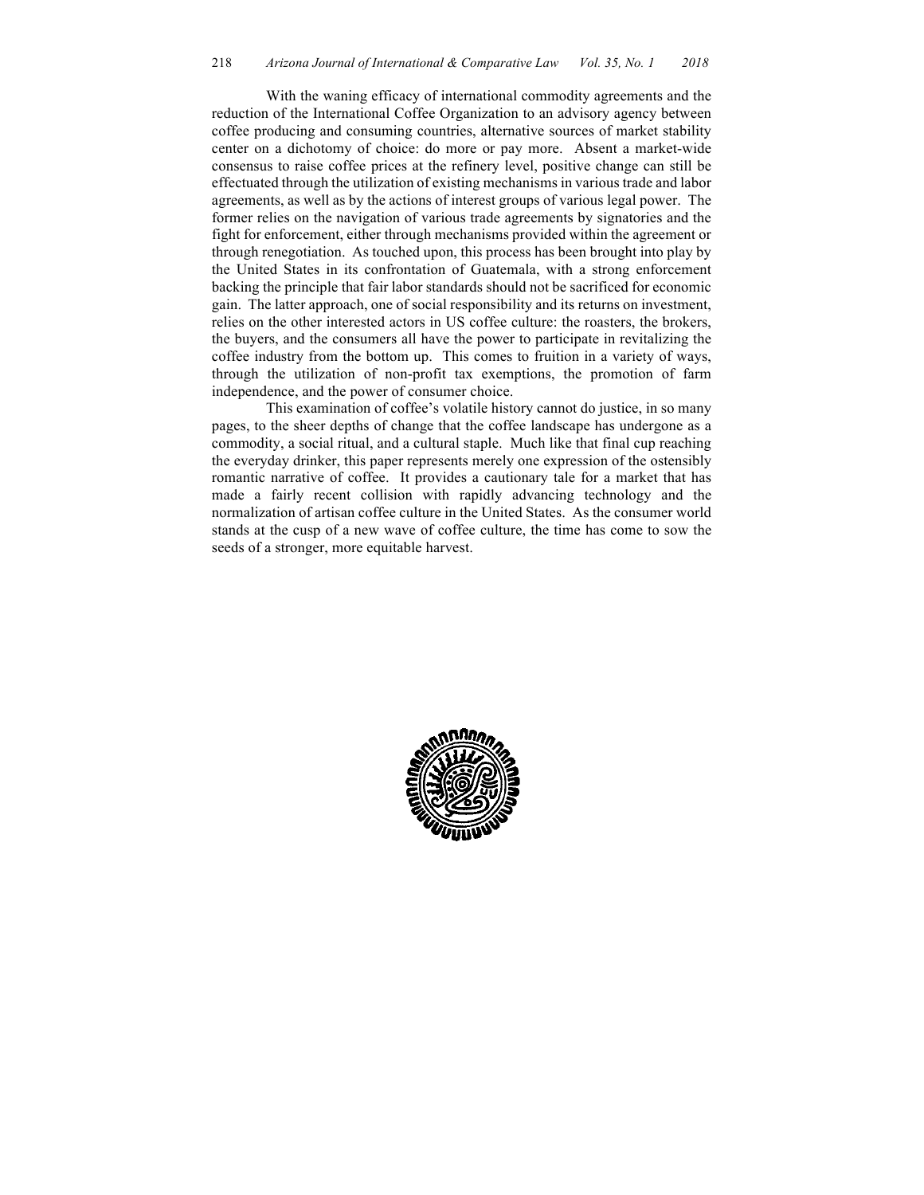With the waning efficacy of international commodity agreements and the reduction of the International Coffee Organization to an advisory agency between coffee producing and consuming countries, alternative sources of market stability center on a dichotomy of choice: do more or pay more. Absent a market-wide consensus to raise coffee prices at the refinery level, positive change can still be effectuated through the utilization of existing mechanisms in various trade and labor agreements, as well as by the actions of interest groups of various legal power. The former relies on the navigation of various trade agreements by signatories and the fight for enforcement, either through mechanisms provided within the agreement or through renegotiation. As touched upon, this process has been brought into play by the United States in its confrontation of Guatemala, with a strong enforcement backing the principle that fair labor standards should not be sacrificed for economic gain. The latter approach, one of social responsibility and its returns on investment, relies on the other interested actors in US coffee culture: the roasters, the brokers, the buyers, and the consumers all have the power to participate in revitalizing the coffee industry from the bottom up. This comes to fruition in a variety of ways, through the utilization of non-profit tax exemptions, the promotion of farm independence, and the power of consumer choice.

This examination of coffee's volatile history cannot do justice, in so many pages, to the sheer depths of change that the coffee landscape has undergone as a commodity, a social ritual, and a cultural staple. Much like that final cup reaching the everyday drinker, this paper represents merely one expression of the ostensibly romantic narrative of coffee. It provides a cautionary tale for a market that has made a fairly recent collision with rapidly advancing technology and the normalization of artisan coffee culture in the United States. As the consumer world stands at the cusp of a new wave of coffee culture, the time has come to sow the seeds of a stronger, more equitable harvest.